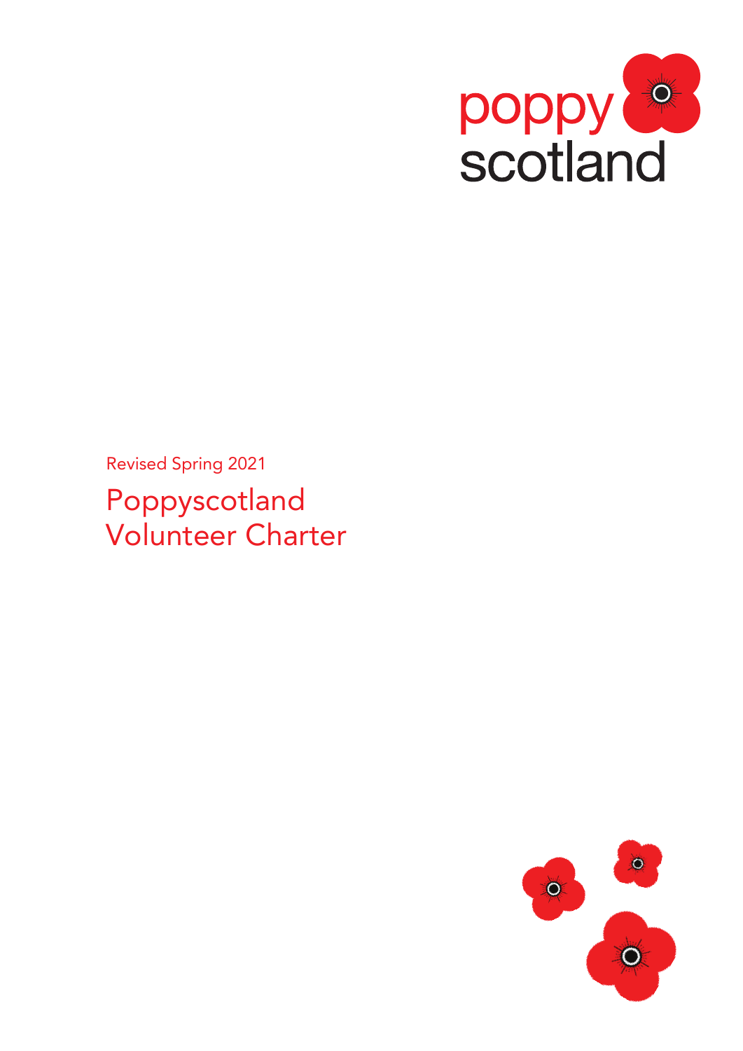poppy scotland

Revised Spring 2021

# Poppyscotland Volunteer Charter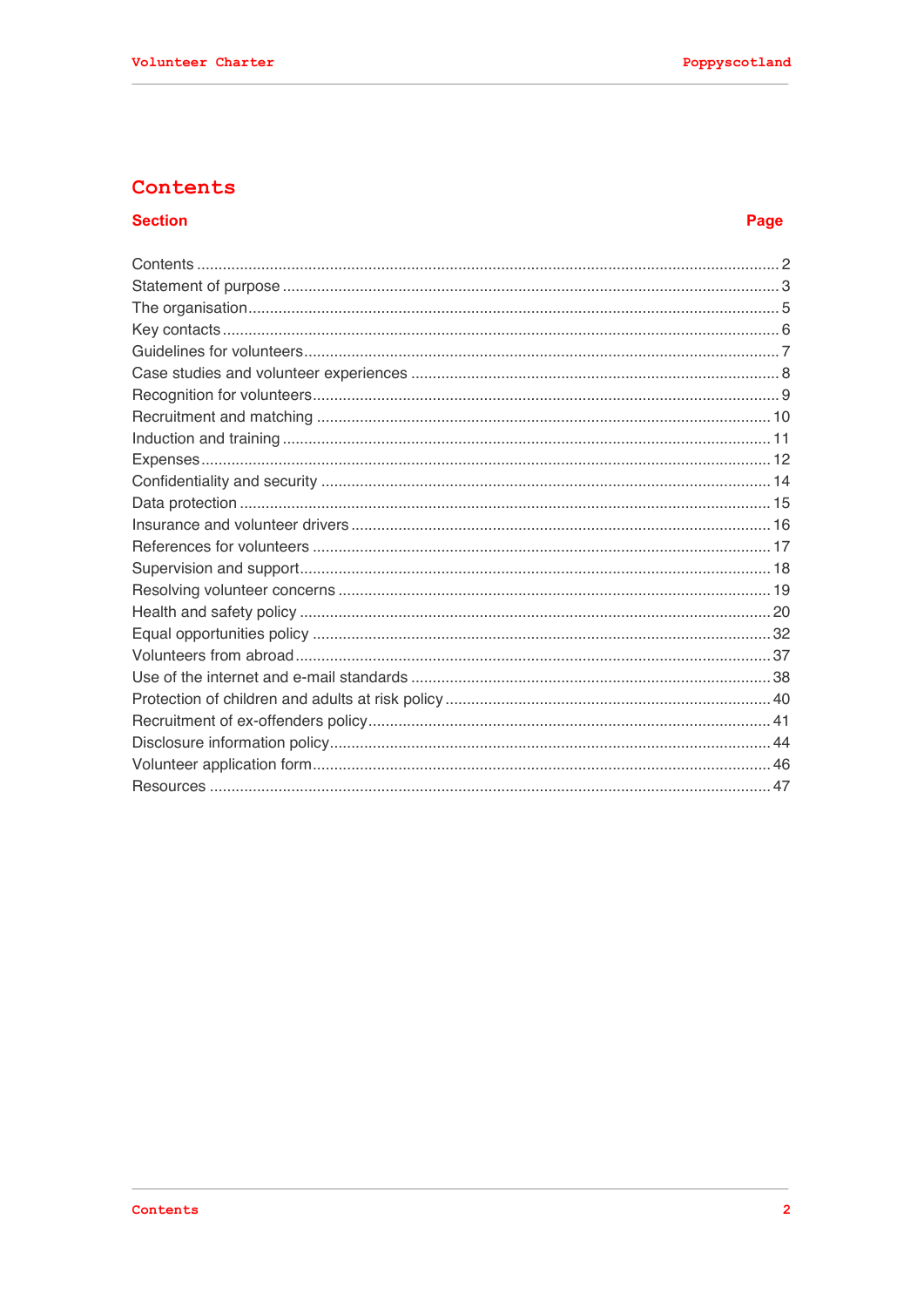# Contents

| Section | Page |
| --- | --- |
| Contents | 2 |
| Statement of purpose | 3 |
| The organisation | 5 |
| Key contacts | 6 |
| Guidelines for volunteers | 7 |
| Case studies and volunteer experiences | 8 |
| Recognition for volunteers | 9 |
| Recruitment and matching | 10 |
| Induction and training | 11 |
| Expenses | 12 |
| Confidentiality and security | 14 |
| Data protection | 15 |
| Insurance and volunteer drivers | 16 |
| References for volunteers | 17 |
| Supervision and support | 18 |
| Resolving volunteer concerns | 19 |
| Health and safety policy | 20 |
| Equal opportunities policy | 32 |
| Volunteers from abroad | 37 |
| Use of the internet and e-mail standards | 38 |
| Protection of children and adults at risk policy | 40 |
| Recruitment of ex-offenders policy | 41 |
| Disclosure information policy | 44 |
| Volunteer application form | 46 |
| Resources | 47 |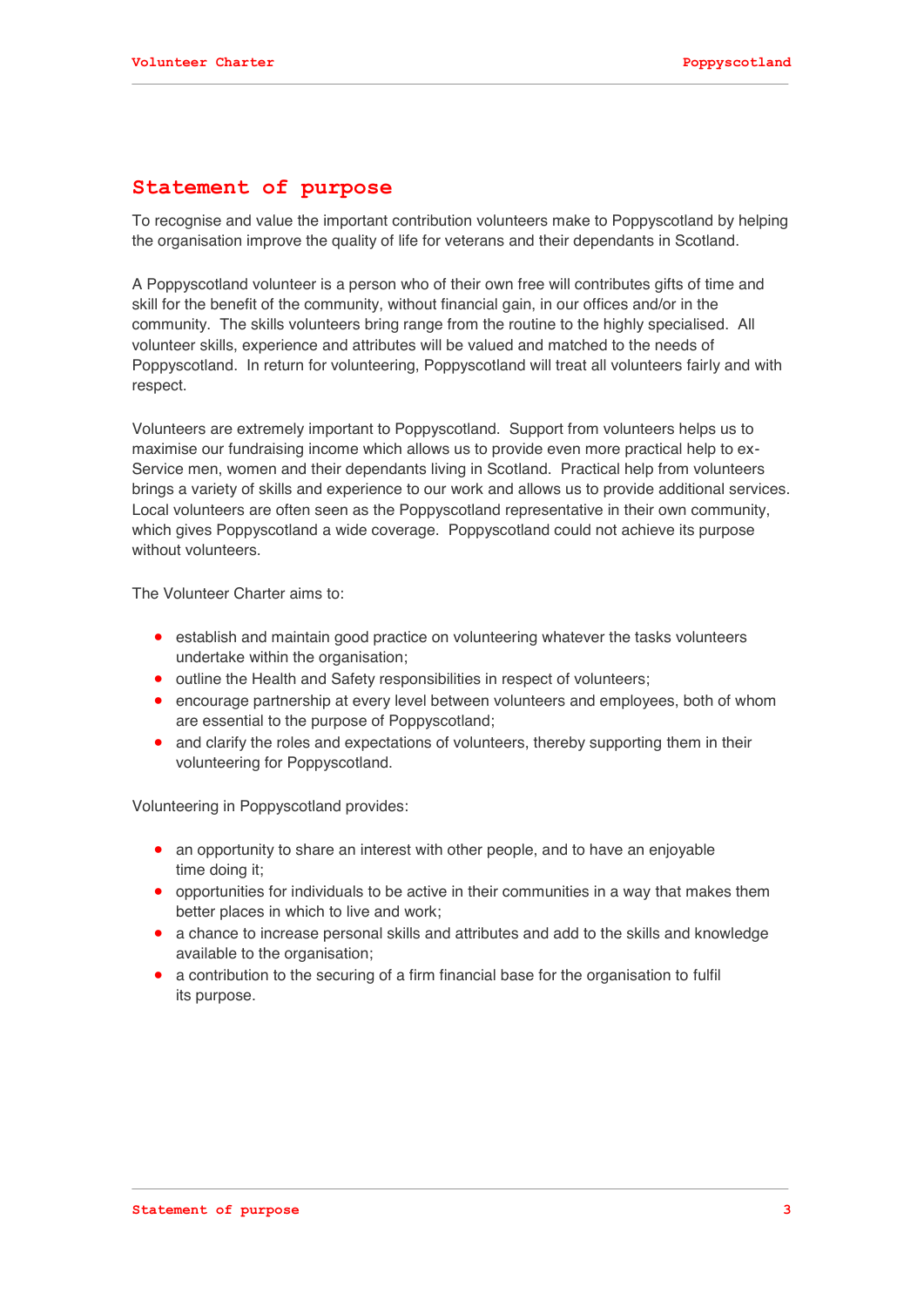# Statement of purpose

To recognise and value the important contribution volunteers make to Poppyscotland by helping the organisation improve the quality of life for veterans and their dependants in Scotland.

A Poppyscotland volunteer is a person who of their own free will contributes gifts of time and skill for the benefit of the community, without financial gain, in our offices and/or in the community. The skills volunteers bring range from the routine to the highly specialised. All volunteer skills, experience and attributes will be valued and matched to the needs of Poppyscotland. In return for volunteering, Poppyscotland will treat all volunteers fairly and with respect.

Volunteers are extremely important to Poppyscotland. Support from volunteers helps us to maximise our fundraising income which allows us to provide even more practical help to ex-Service men, women and their dependants living in Scotland. Practical help from volunteers brings a variety of skills and experience to our work and allows us to provide additional services. Local volunteers are often seen as the Poppyscotland representative in their own community, which gives Poppyscotland a wide coverage. Poppyscotland could not achieve its purpose without volunteers.

The Volunteer Charter aims to:

- establish and maintain good practice on volunteering whatever the tasks volunteers undertake within the organisation;
- outline the Health and Safety responsibilities in respect of volunteers;
- encourage partnership at every level between volunteers and employees, both of whom are essential to the purpose of Poppyscotland;
- and clarify the roles and expectations of volunteers, thereby supporting them in their volunteering for Poppyscotland.

Volunteering in Poppyscotland provides:

- an opportunity to share an interest with other people, and to have an enjoyable time doing it;
- opportunities for individuals to be active in their communities in a way that makes them better places in which to live and work;
- a chance to increase personal skills and attributes and add to the skills and knowledge available to the organisation;
- a contribution to the securing of a firm financial base for the organisation to fulfil its purpose.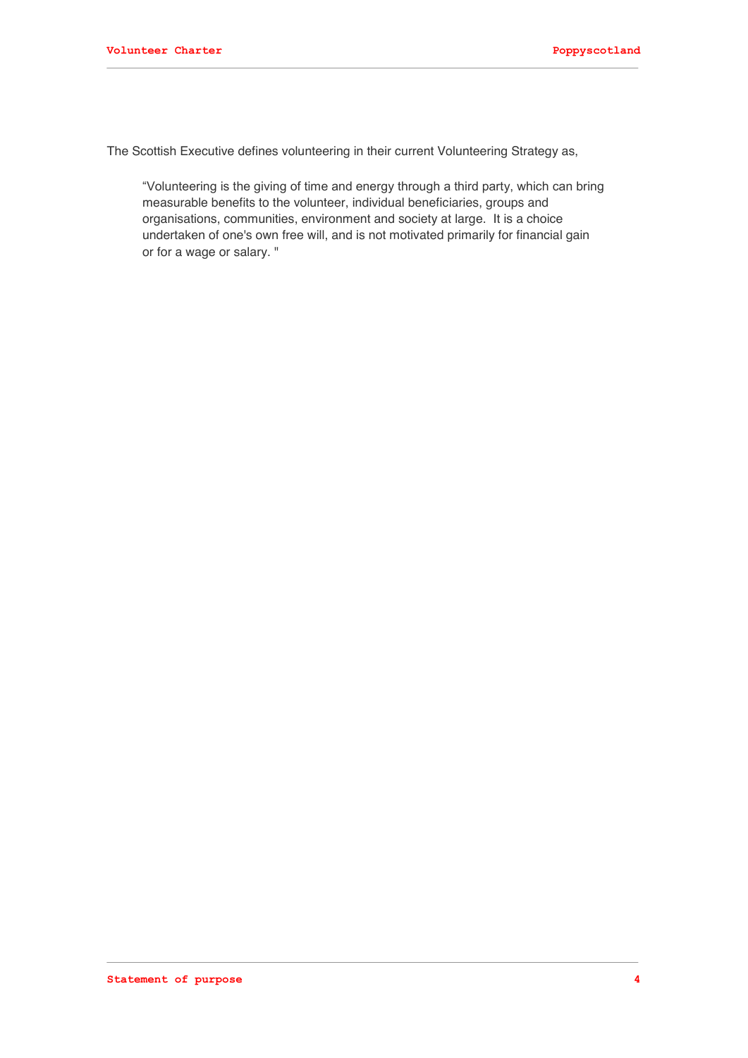The Scottish Executive defines volunteering in their current Volunteering Strategy as,

> "Volunteering is the giving of time and energy through a third party, which can bring measurable benefits to the volunteer, individual beneficiaries, groups and organisations, communities, environment and society at large. It is a choice undertaken of one's own free will, and is not motivated primarily for financial gain or for a wage or salary. "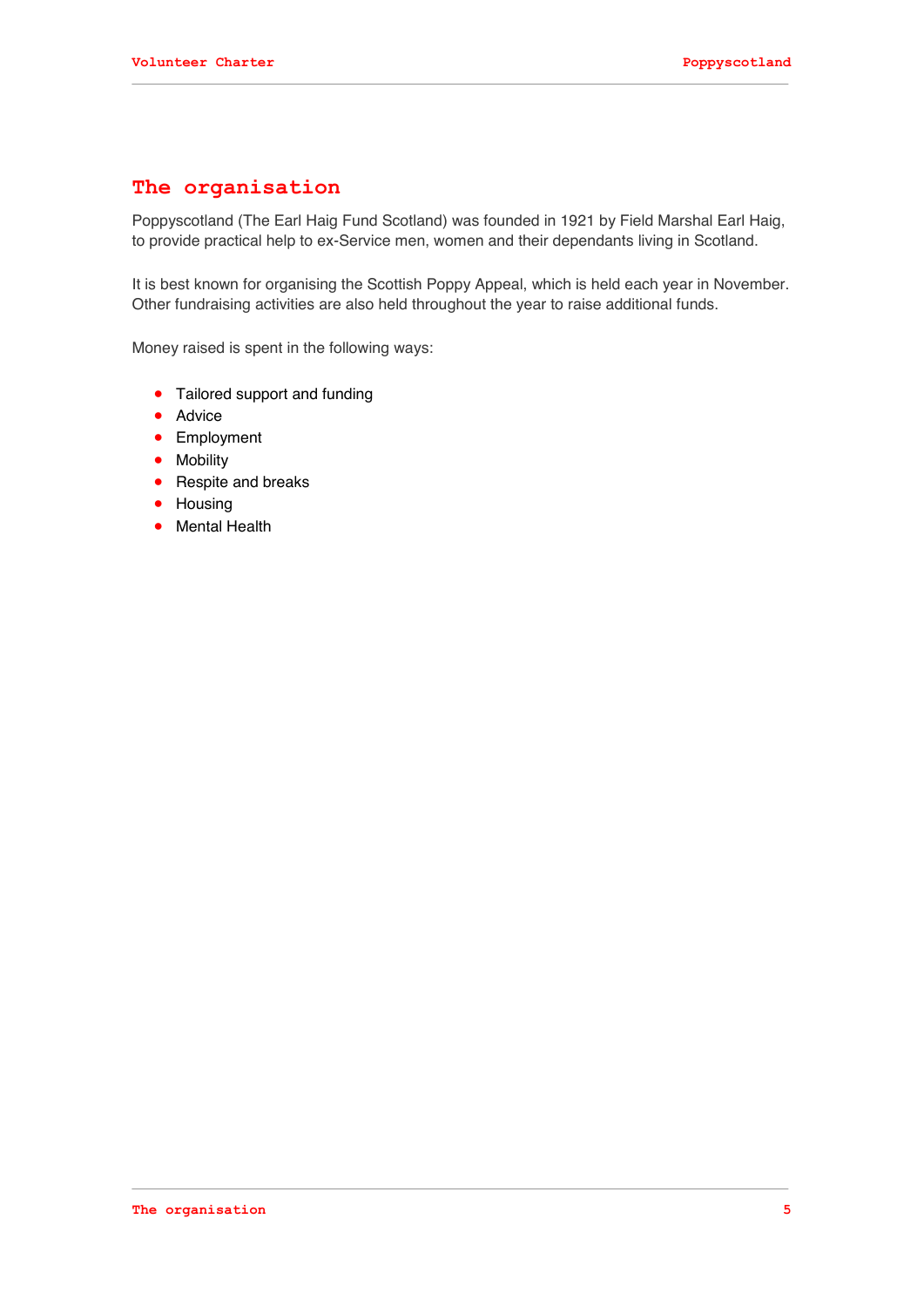# The organisation

Poppyscotland (The Earl Haig Fund Scotland) was founded in 1921 by Field Marshal Earl Haig, to provide practical help to ex-Service men, women and their dependants living in Scotland.

It is best known for organising the Scottish Poppy Appeal, which is held each year in November. Other fundraising activities are also held throughout the year to raise additional funds.

Money raised is spent in the following ways:

- Tailored support and funding
- Advice
- Employment
- Mobility
- Respite and breaks
- Housing
- Mental Health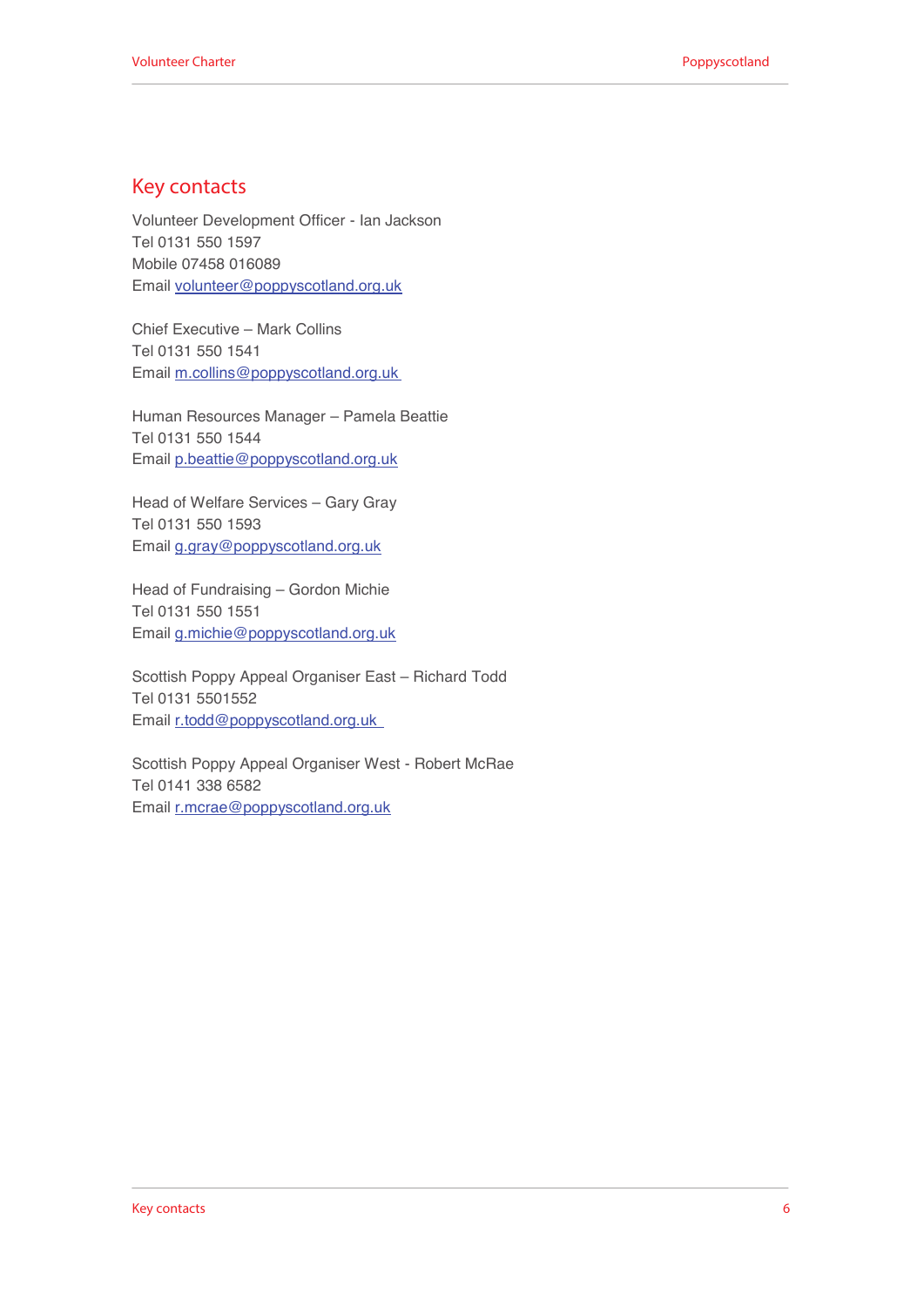## Key contacts

Volunteer Development Officer - Ian Jackson
Tel 0131 550 1597
Mobile 07458 016089
Email volunteer@poppyscotland.org.uk

Chief Executive – Mark Collins
Tel 0131 550 1541
Email m.collins@poppyscotland.org.uk

Human Resources Manager – Pamela Beattie
Tel 0131 550 1544
Email p.beattie@poppyscotland.org.uk

Head of Welfare Services – Gary Gray
Tel 0131 550 1593
Email g.gray@poppyscotland.org.uk

Head of Fundraising – Gordon Michie
Tel 0131 550 1551
Email g.michie@poppyscotland.org.uk

Scottish Poppy Appeal Organiser East – Richard Todd
Tel 0131 5501552
Email r.todd@poppyscotland.org.uk

Scottish Poppy Appeal Organiser West - Robert McRae
Tel 0141 338 6582
Email r.mcrae@poppyscotland.org.uk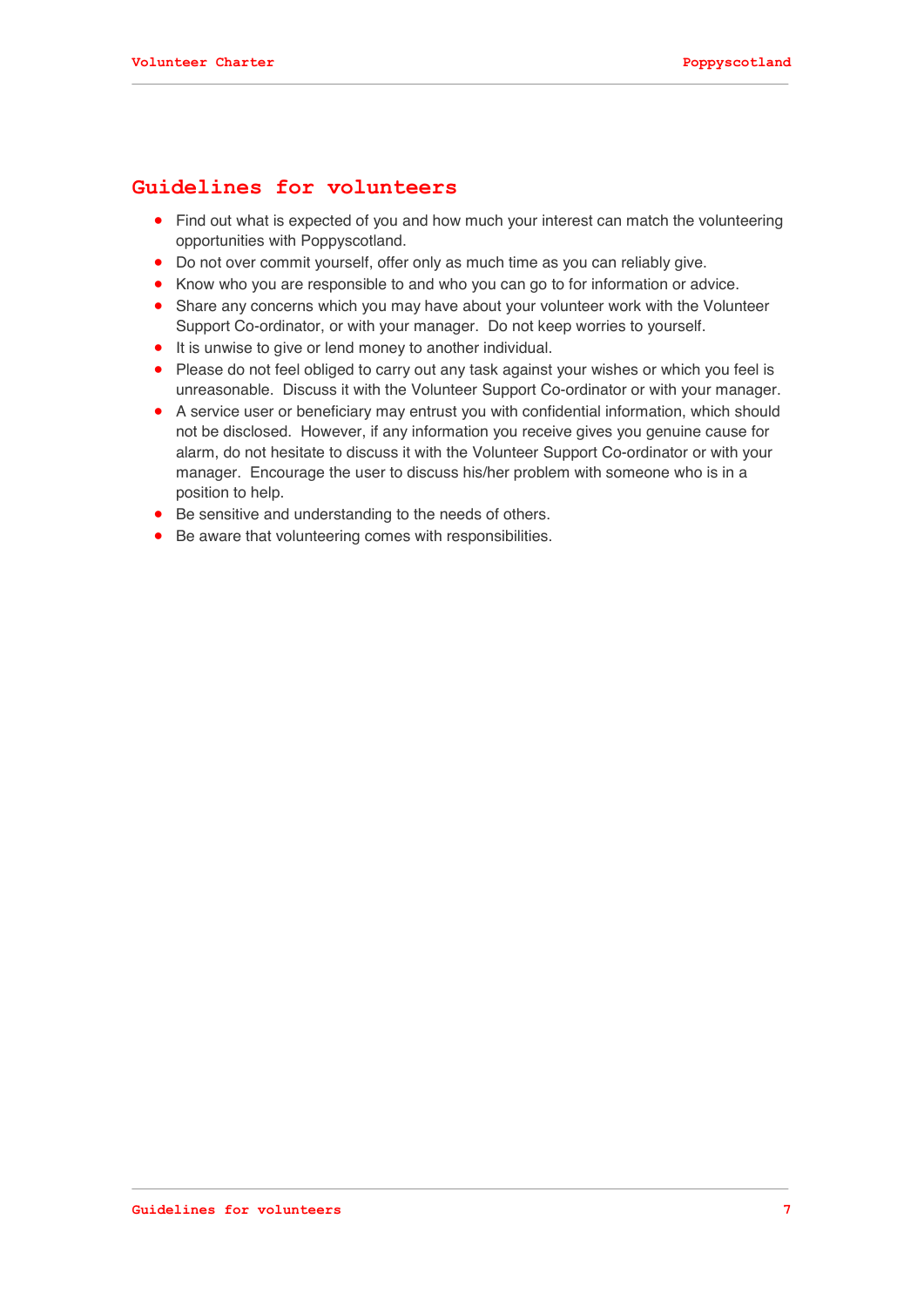## Guidelines for volunteers

- Find out what is expected of you and how much your interest can match the volunteering opportunities with Poppyscotland.
- Do not over commit yourself, offer only as much time as you can reliably give.
- Know who you are responsible to and who you can go to for information or advice.
- Share any concerns which you may have about your volunteer work with the Volunteer Support Co-ordinator, or with your manager. Do not keep worries to yourself.
- It is unwise to give or lend money to another individual.
- Please do not feel obliged to carry out any task against your wishes or which you feel is unreasonable. Discuss it with the Volunteer Support Co-ordinator or with your manager.
- A service user or beneficiary may entrust you with confidential information, which should not be disclosed. However, if any information you receive gives you genuine cause for alarm, do not hesitate to discuss it with the Volunteer Support Co-ordinator or with your manager. Encourage the user to discuss his/her problem with someone who is in a position to help.
- Be sensitive and understanding to the needs of others.
- Be aware that volunteering comes with responsibilities.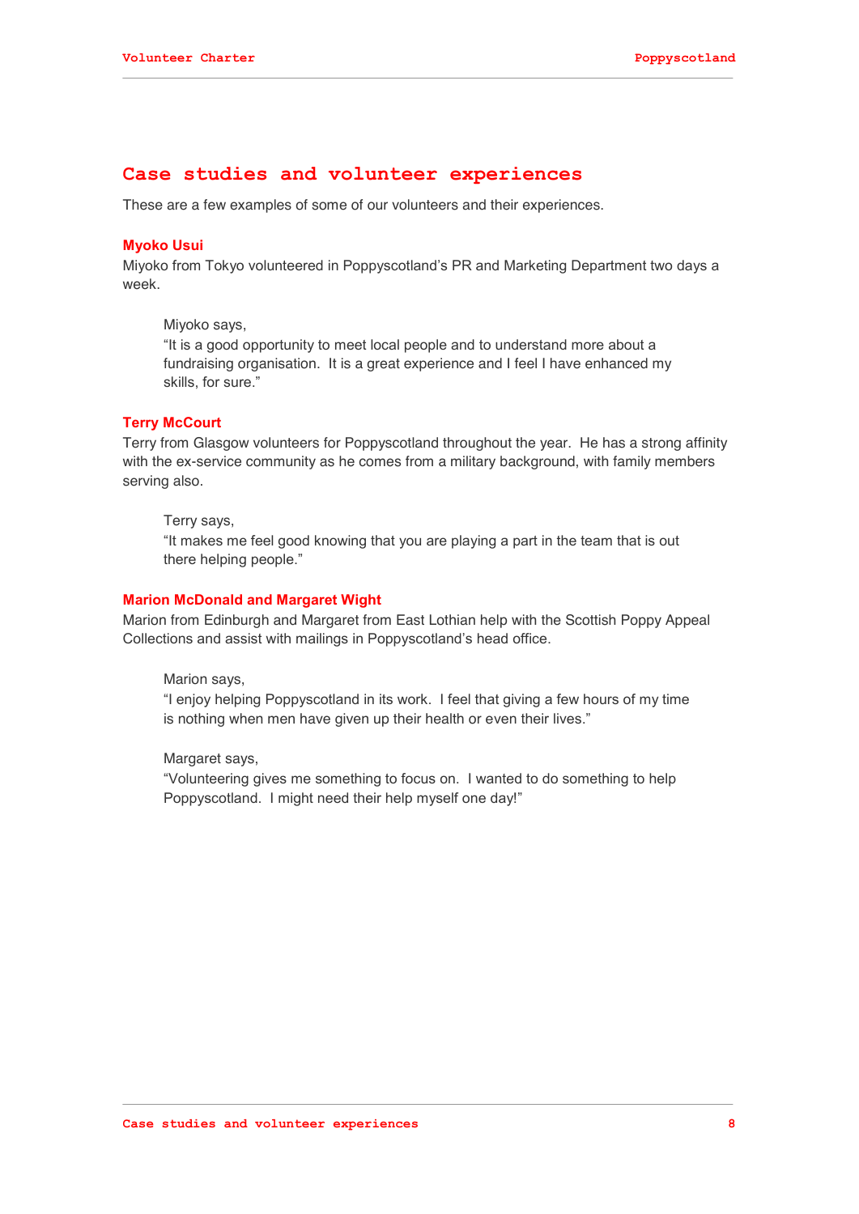## Case studies and volunteer experiences

These are a few examples of some of our volunteers and their experiences.

### Myoko Usui

Miyoko from Tokyo volunteered in Poppyscotland's PR and Marketing Department two days a week.

> Miyoko says,
> "It is a good opportunity to meet local people and to understand more about a fundraising organisation. It is a great experience and I feel I have enhanced my skills, for sure."

### Terry McCourt

Terry from Glasgow volunteers for Poppyscotland throughout the year. He has a strong affinity with the ex-service community as he comes from a military background, with family members serving also.

> Terry says,
> "It makes me feel good knowing that you are playing a part in the team that is out there helping people."

### Marion McDonald and Margaret Wight

Marion from Edinburgh and Margaret from East Lothian help with the Scottish Poppy Appeal Collections and assist with mailings in Poppyscotland's head office.

> Marion says,
> "I enjoy helping Poppyscotland in its work. I feel that giving a few hours of my time is nothing when men have given up their health or even their lives."

> Margaret says,
> "Volunteering gives me something to focus on. I wanted to do something to help Poppyscotland. I might need their help myself one day!"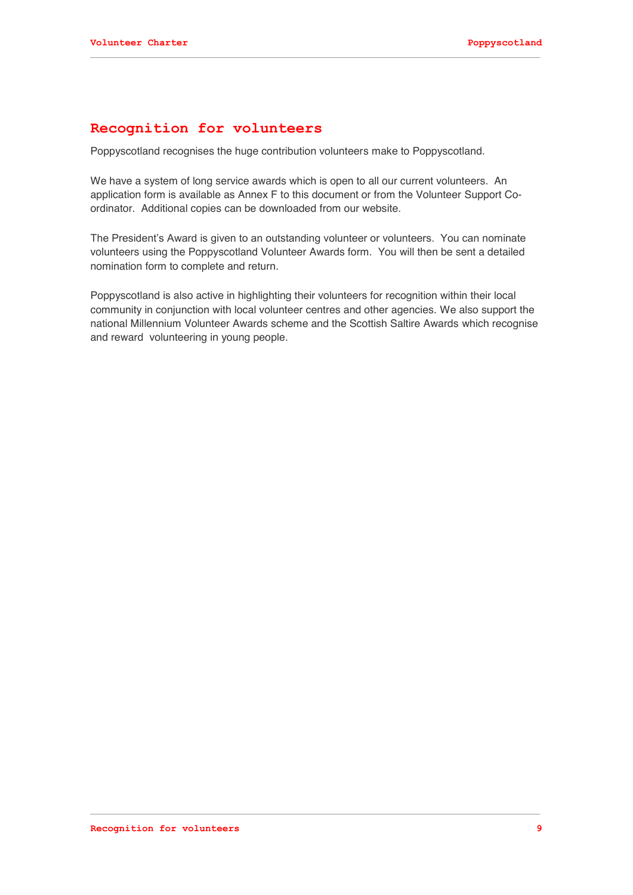# Recognition for volunteers

Poppyscotland recognises the huge contribution volunteers make to Poppyscotland.

We have a system of long service awards which is open to all our current volunteers. An application form is available as Annex F to this document or from the Volunteer Support Co-ordinator. Additional copies can be downloaded from our website.

The President's Award is given to an outstanding volunteer or volunteers. You can nominate volunteers using the Poppyscotland Volunteer Awards form. You will then be sent a detailed nomination form to complete and return.

Poppyscotland is also active in highlighting their volunteers for recognition within their local community in conjunction with local volunteer centres and other agencies. We also support the national Millennium Volunteer Awards scheme and the Scottish Saltire Awards which recognise and reward volunteering in young people.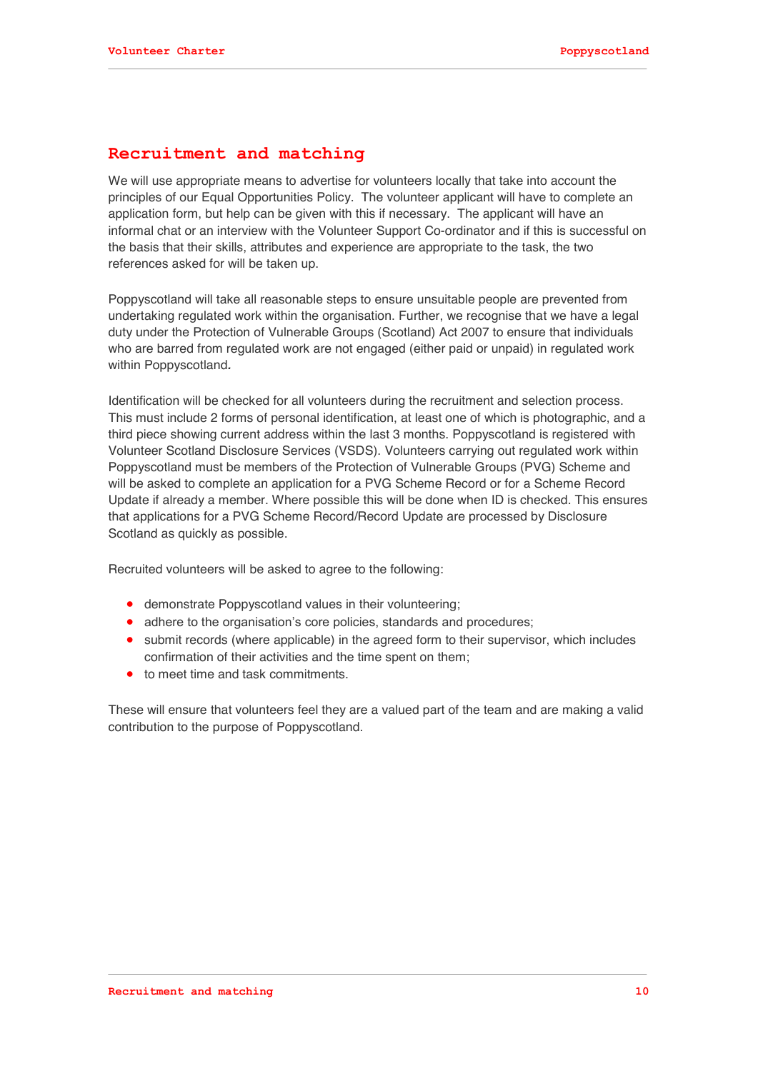## Recruitment and matching

We will use appropriate means to advertise for volunteers locally that take into account the principles of our Equal Opportunities Policy. The volunteer applicant will have to complete an application form, but help can be given with this if necessary. The applicant will have an informal chat or an interview with the Volunteer Support Co-ordinator and if this is successful on the basis that their skills, attributes and experience are appropriate to the task, the two references asked for will be taken up.

Poppyscotland will take all reasonable steps to ensure unsuitable people are prevented from undertaking regulated work within the organisation. Further, we recognise that we have a legal duty under the Protection of Vulnerable Groups (Scotland) Act 2007 to ensure that individuals who are barred from regulated work are not engaged (either paid or unpaid) in regulated work within Poppyscotland**.**

Identification will be checked for all volunteers during the recruitment and selection process. This must include 2 forms of personal identification, at least one of which is photographic, and a third piece showing current address within the last 3 months. Poppyscotland is registered with Volunteer Scotland Disclosure Services (VSDS). Volunteers carrying out regulated work within Poppyscotland must be members of the Protection of Vulnerable Groups (PVG) Scheme and will be asked to complete an application for a PVG Scheme Record or for a Scheme Record Update if already a member. Where possible this will be done when ID is checked. This ensures that applications for a PVG Scheme Record/Record Update are processed by Disclosure Scotland as quickly as possible.

Recruited volunteers will be asked to agree to the following:

- demonstrate Poppyscotland values in their volunteering;
- adhere to the organisation's core policies, standards and procedures;
- submit records (where applicable) in the agreed form to their supervisor, which includes confirmation of their activities and the time spent on them;
- to meet time and task commitments.

These will ensure that volunteers feel they are a valued part of the team and are making a valid contribution to the purpose of Poppyscotland.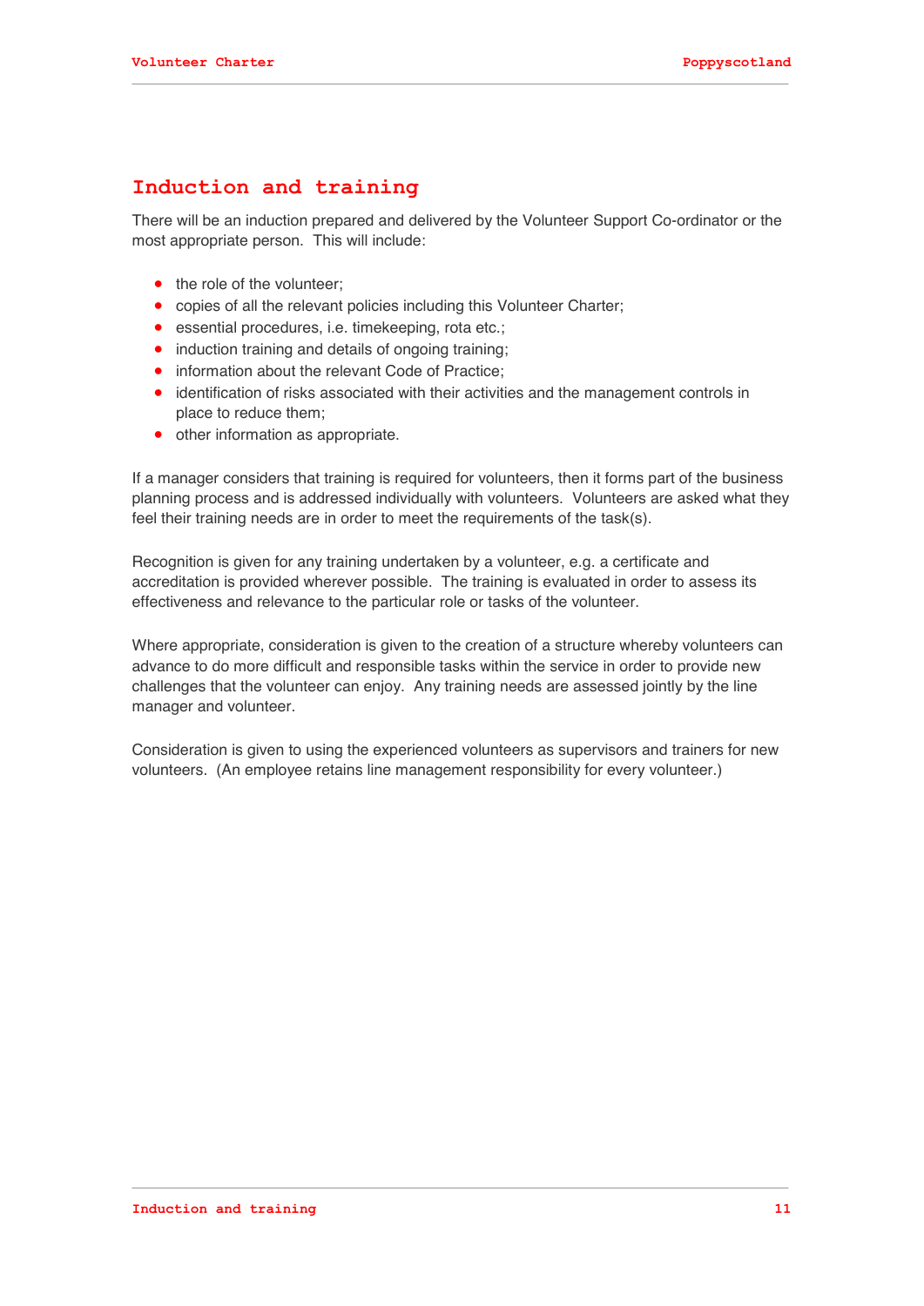## Induction and training

There will be an induction prepared and delivered by the Volunteer Support Co-ordinator or the most appropriate person. This will include:

- the role of the volunteer;
- copies of all the relevant policies including this Volunteer Charter;
- essential procedures, i.e. timekeeping, rota etc.;
- induction training and details of ongoing training;
- information about the relevant Code of Practice;
- identification of risks associated with their activities and the management controls in place to reduce them;
- other information as appropriate.

If a manager considers that training is required for volunteers, then it forms part of the business planning process and is addressed individually with volunteers. Volunteers are asked what they feel their training needs are in order to meet the requirements of the task(s).

Recognition is given for any training undertaken by a volunteer, e.g. a certificate and accreditation is provided wherever possible. The training is evaluated in order to assess its effectiveness and relevance to the particular role or tasks of the volunteer.

Where appropriate, consideration is given to the creation of a structure whereby volunteers can advance to do more difficult and responsible tasks within the service in order to provide new challenges that the volunteer can enjoy. Any training needs are assessed jointly by the line manager and volunteer.

Consideration is given to using the experienced volunteers as supervisors and trainers for new volunteers. (An employee retains line management responsibility for every volunteer.)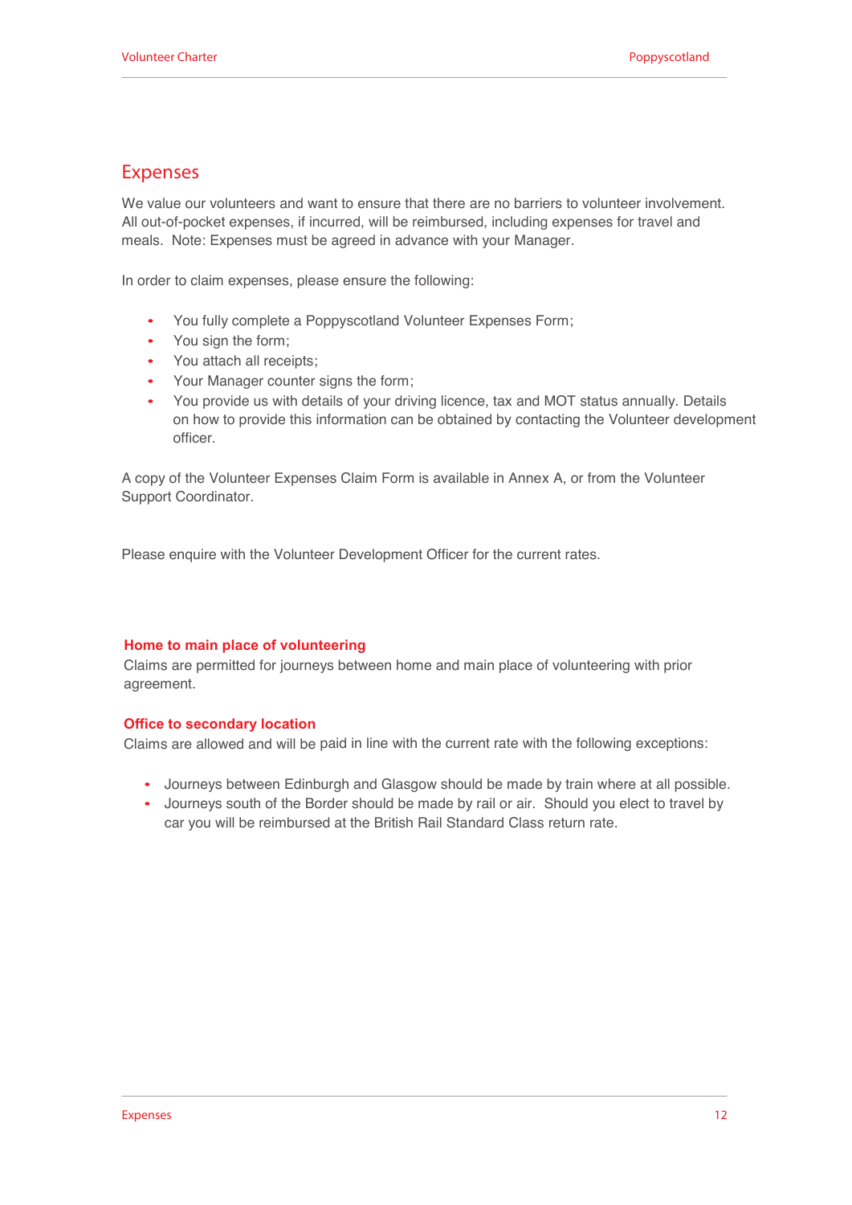# Expenses

We value our volunteers and want to ensure that there are no barriers to volunteer involvement. All out-of-pocket expenses, if incurred, will be reimbursed, including expenses for travel and meals. Note: Expenses must be agreed in advance with your Manager.

In order to claim expenses, please ensure the following:

- You fully complete a Poppyscotland Volunteer Expenses Form;
- You sign the form;
- You attach all receipts;
- Your Manager counter signs the form;
- You provide us with details of your driving licence, tax and MOT status annually. Details on how to provide this information can be obtained by contacting the Volunteer development officer.

A copy of the Volunteer Expenses Claim Form is available in Annex A, or from the Volunteer Support Coordinator.

Please enquire with the Volunteer Development Officer for the current rates.

### Home to main place of volunteering

Claims are permitted for journeys between home and main place of volunteering with prior agreement.

### Office to secondary location

Claims are allowed and will be paid in line with the current rate with the following exceptions:

- Journeys between Edinburgh and Glasgow should be made by train where at all possible.
- Journeys south of the Border should be made by rail or air. Should you elect to travel by car you will be reimbursed at the British Rail Standard Class return rate.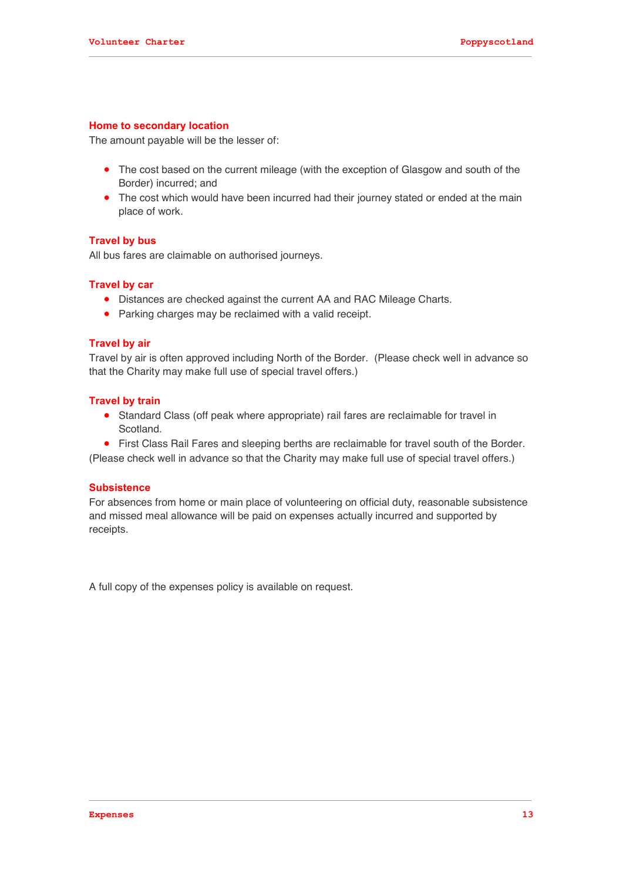### Home to secondary location

The amount payable will be the lesser of:

- The cost based on the current mileage (with the exception of Glasgow and south of the Border) incurred; and
- The cost which would have been incurred had their journey stated or ended at the main place of work.

### Travel by bus

All bus fares are claimable on authorised journeys.

### Travel by car

- Distances are checked against the current AA and RAC Mileage Charts.
- Parking charges may be reclaimed with a valid receipt.

### Travel by air

Travel by air is often approved including North of the Border. (Please check well in advance so that the Charity may make full use of special travel offers.)

### Travel by train

- Standard Class (off peak where appropriate) rail fares are reclaimable for travel in Scotland.
- First Class Rail Fares and sleeping berths are reclaimable for travel south of the Border.

(Please check well in advance so that the Charity may make full use of special travel offers.)

### Subsistence

For absences from home or main place of volunteering on official duty, reasonable subsistence and missed meal allowance will be paid on expenses actually incurred and supported by receipts.

A full copy of the expenses policy is available on request.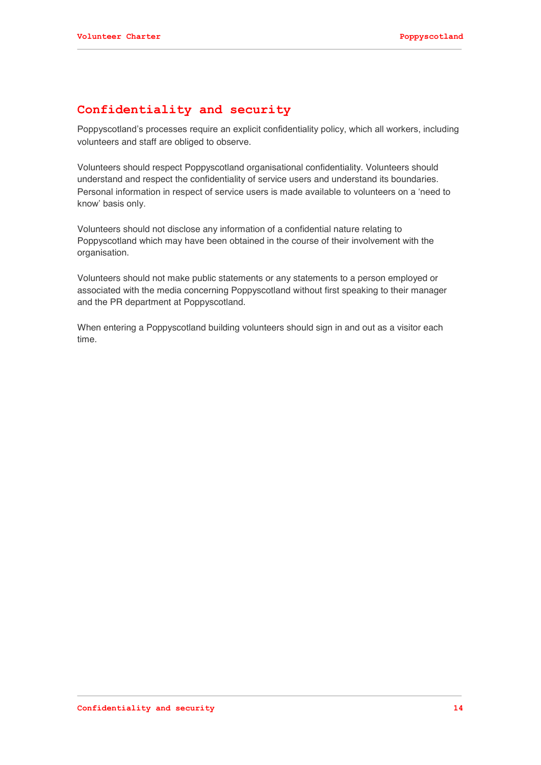## Confidentiality and security

Poppyscotland's processes require an explicit confidentiality policy, which all workers, including volunteers and staff are obliged to observe.

Volunteers should respect Poppyscotland organisational confidentiality. Volunteers should understand and respect the confidentiality of service users and understand its boundaries. Personal information in respect of service users is made available to volunteers on a 'need to know' basis only.

Volunteers should not disclose any information of a confidential nature relating to Poppyscotland which may have been obtained in the course of their involvement with the organisation.

Volunteers should not make public statements or any statements to a person employed or associated with the media concerning Poppyscotland without first speaking to their manager and the PR department at Poppyscotland.

When entering a Poppyscotland building volunteers should sign in and out as a visitor each time.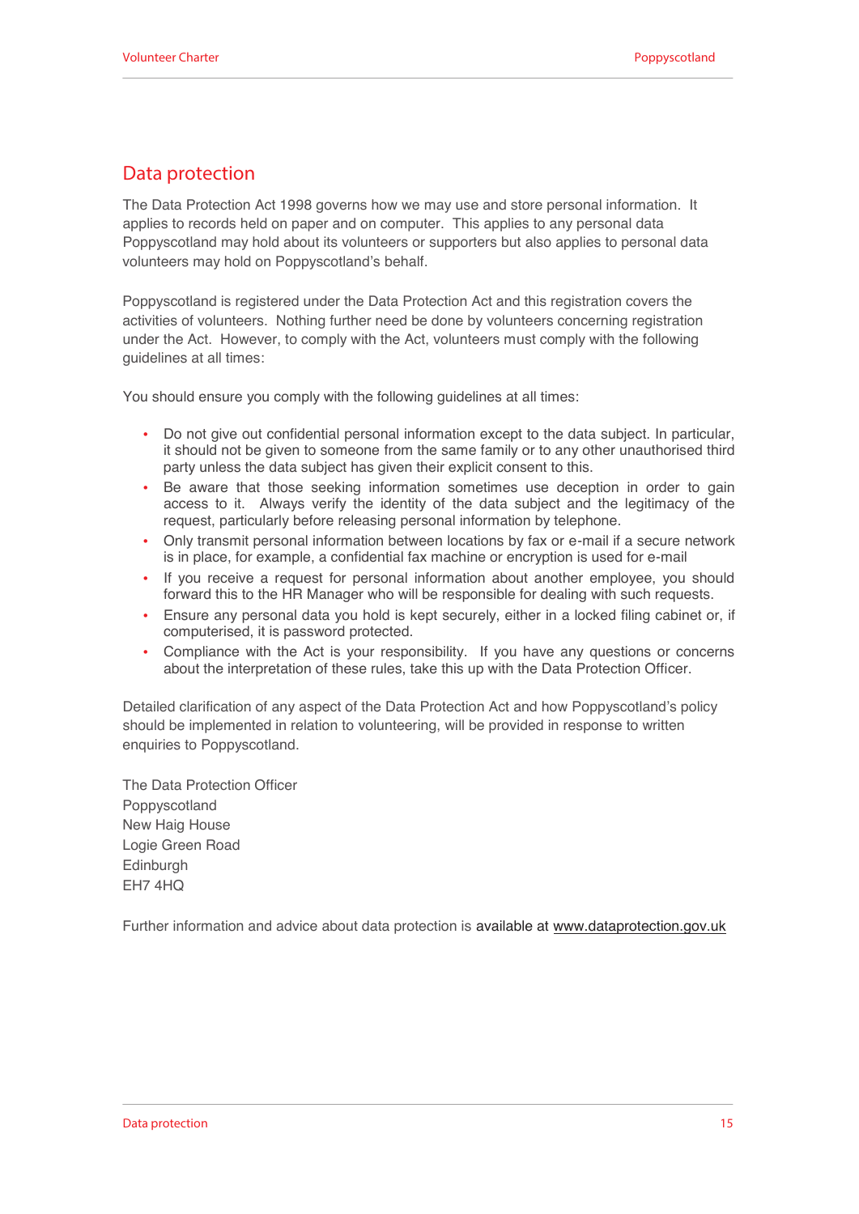## Data protection

The Data Protection Act 1998 governs how we may use and store personal information. It applies to records held on paper and on computer. This applies to any personal data Poppyscotland may hold about its volunteers or supporters but also applies to personal data volunteers may hold on Poppyscotland's behalf.

Poppyscotland is registered under the Data Protection Act and this registration covers the activities of volunteers. Nothing further need be done by volunteers concerning registration under the Act. However, to comply with the Act, volunteers must comply with the following guidelines at all times:

You should ensure you comply with the following guidelines at all times:

- Do not give out confidential personal information except to the data subject. In particular, it should not be given to someone from the same family or to any other unauthorised third party unless the data subject has given their explicit consent to this.
- Be aware that those seeking information sometimes use deception in order to gain access to it. Always verify the identity of the data subject and the legitimacy of the request, particularly before releasing personal information by telephone.
- Only transmit personal information between locations by fax or e-mail if a secure network is in place, for example, a confidential fax machine or encryption is used for e-mail
- If you receive a request for personal information about another employee, you should forward this to the HR Manager who will be responsible for dealing with such requests.
- Ensure any personal data you hold is kept securely, either in a locked filing cabinet or, if computerised, it is password protected.
- Compliance with the Act is your responsibility. If you have any questions or concerns about the interpretation of these rules, take this up with the Data Protection Officer.

Detailed clarification of any aspect of the Data Protection Act and how Poppyscotland's policy should be implemented in relation to volunteering, will be provided in response to written enquiries to Poppyscotland.

The Data Protection Officer
Poppyscotland
New Haig House
Logie Green Road
Edinburgh
EH7 4HQ

Further information and advice about data protection is available at www.dataprotection.gov.uk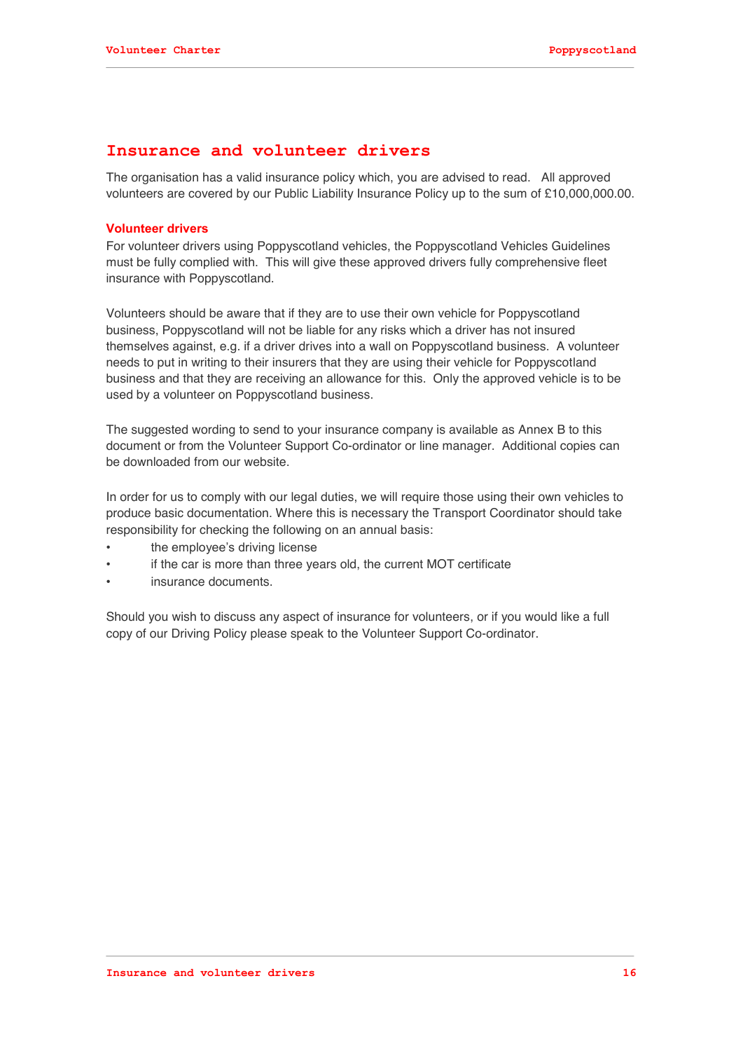# Insurance and volunteer drivers

The organisation has a valid insurance policy which, you are advised to read. All approved volunteers are covered by our Public Liability Insurance Policy up to the sum of £10,000,000.00.

### Volunteer drivers

For volunteer drivers using Poppyscotland vehicles, the Poppyscotland Vehicles Guidelines must be fully complied with. This will give these approved drivers fully comprehensive fleet insurance with Poppyscotland.

Volunteers should be aware that if they are to use their own vehicle for Poppyscotland business, Poppyscotland will not be liable for any risks which a driver has not insured themselves against, e.g. if a driver drives into a wall on Poppyscotland business. A volunteer needs to put in writing to their insurers that they are using their vehicle for Poppyscotland business and that they are receiving an allowance for this. Only the approved vehicle is to be used by a volunteer on Poppyscotland business.

The suggested wording to send to your insurance company is available as Annex B to this document or from the Volunteer Support Co-ordinator or line manager. Additional copies can be downloaded from our website.

In order for us to comply with our legal duties, we will require those using their own vehicles to produce basic documentation. Where this is necessary the Transport Coordinator should take responsibility for checking the following on an annual basis:

- the employee's driving license
- if the car is more than three years old, the current MOT certificate
- insurance documents.

Should you wish to discuss any aspect of insurance for volunteers, or if you would like a full copy of our Driving Policy please speak to the Volunteer Support Co-ordinator.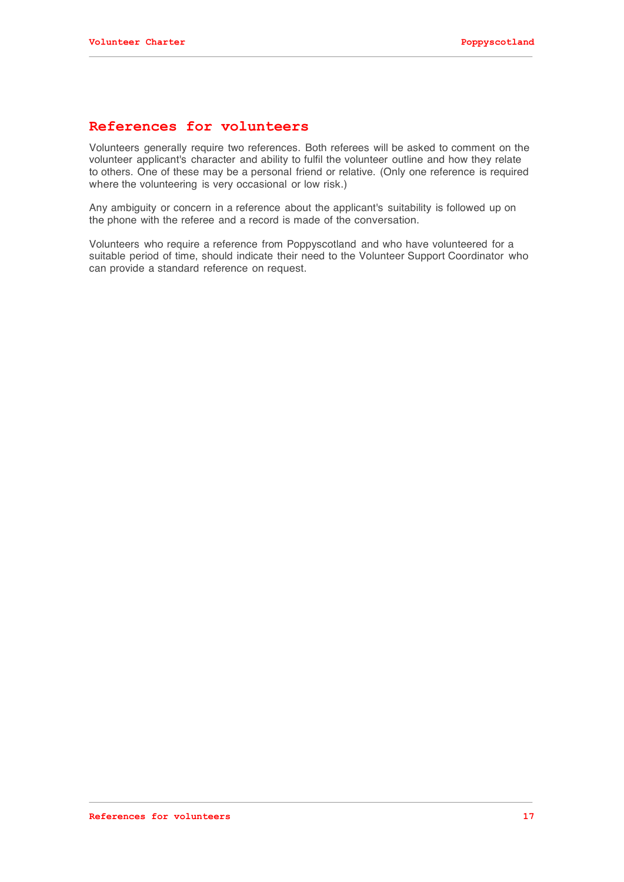# References for volunteers

Volunteers generally require two references. Both referees will be asked to comment on the volunteer applicant's character and ability to fulfil the volunteer outline and how they relate to others. One of these may be a personal friend or relative. (Only one reference is required where the volunteering is very occasional or low risk.)

Any ambiguity or concern in a reference about the applicant's suitability is followed up on the phone with the referee and a record is made of the conversation.

Volunteers who require a reference from Poppyscotland and who have volunteered for a suitable period of time, should indicate their need to the Volunteer Support Coordinator who can provide a standard reference on request.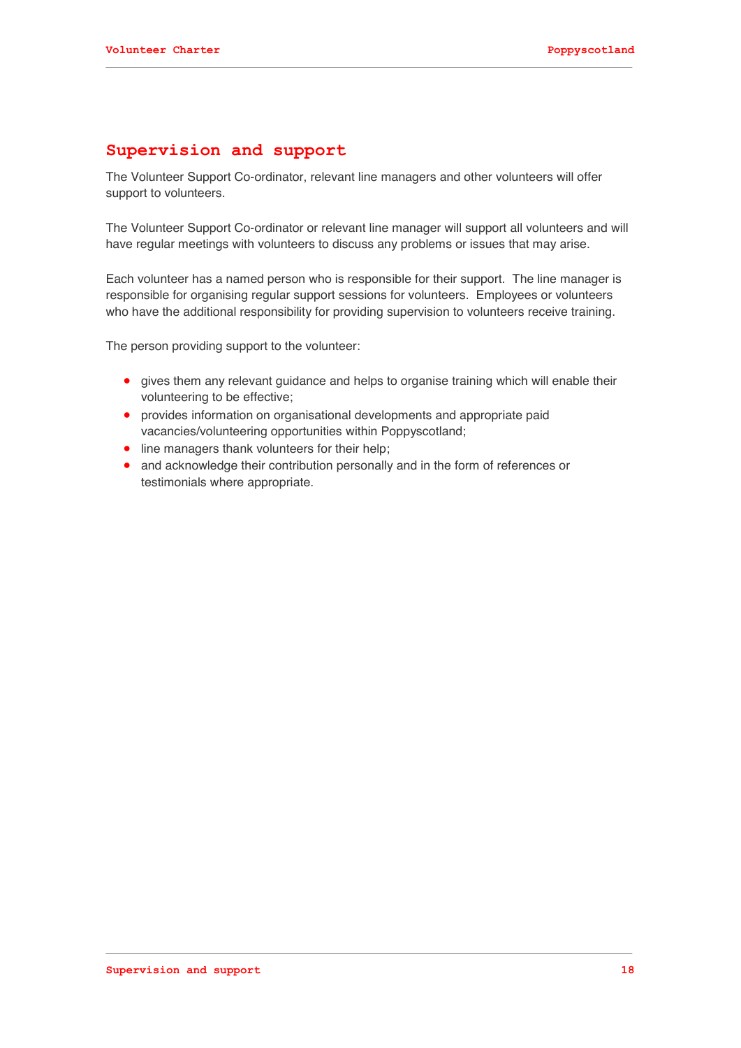## Supervision and support

The Volunteer Support Co-ordinator, relevant line managers and other volunteers will offer support to volunteers.

The Volunteer Support Co-ordinator or relevant line manager will support all volunteers and will have regular meetings with volunteers to discuss any problems or issues that may arise.

Each volunteer has a named person who is responsible for their support. The line manager is responsible for organising regular support sessions for volunteers. Employees or volunteers who have the additional responsibility for providing supervision to volunteers receive training.

The person providing support to the volunteer:

- gives them any relevant guidance and helps to organise training which will enable their volunteering to be effective;
- provides information on organisational developments and appropriate paid vacancies/volunteering opportunities within Poppyscotland;
- line managers thank volunteers for their help;
- and acknowledge their contribution personally and in the form of references or testimonials where appropriate.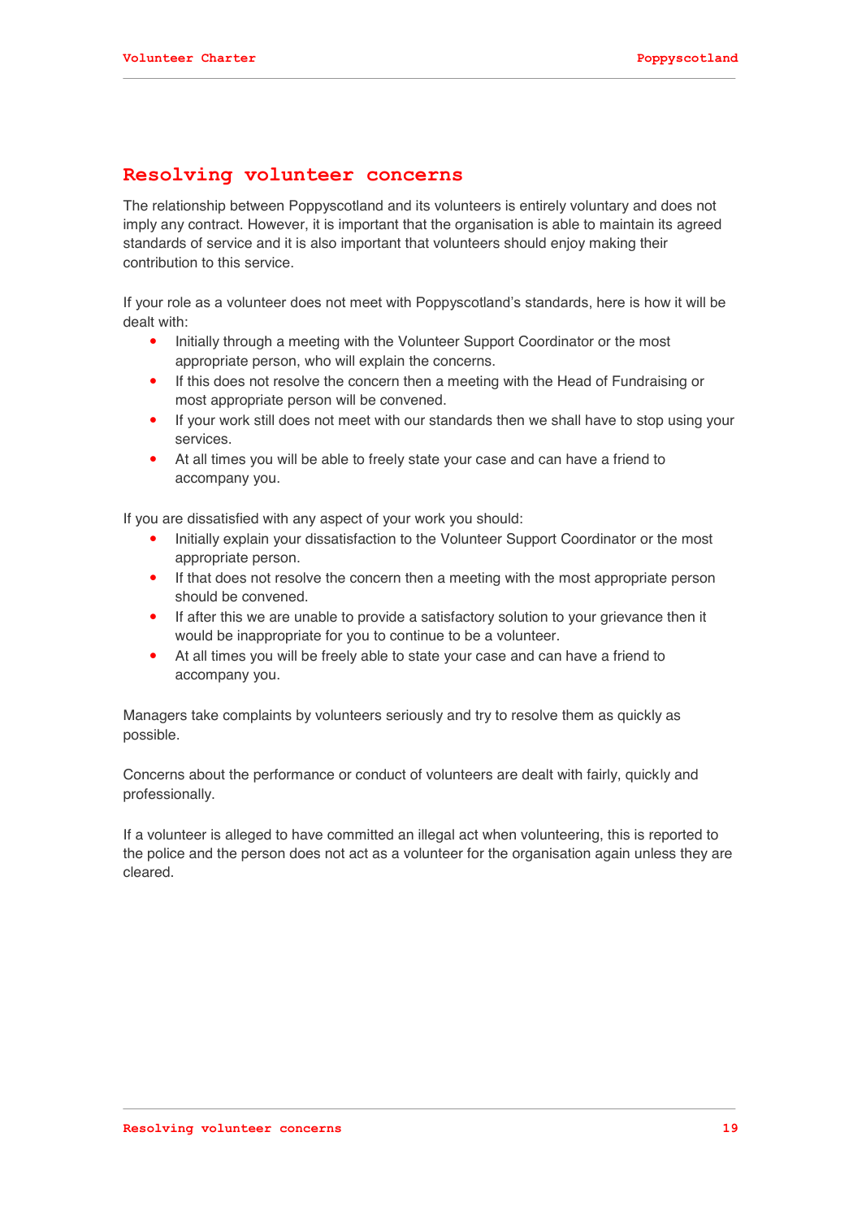## Resolving volunteer concerns

The relationship between Poppyscotland and its volunteers is entirely voluntary and does not imply any contract. However, it is important that the organisation is able to maintain its agreed standards of service and it is also important that volunteers should enjoy making their contribution to this service.

If your role as a volunteer does not meet with Poppyscotland's standards, here is how it will be dealt with:

- Initially through a meeting with the Volunteer Support Coordinator or the most appropriate person, who will explain the concerns.
- If this does not resolve the concern then a meeting with the Head of Fundraising or most appropriate person will be convened.
- If your work still does not meet with our standards then we shall have to stop using your services.
- At all times you will be able to freely state your case and can have a friend to accompany you.

If you are dissatisfied with any aspect of your work you should:

- Initially explain your dissatisfaction to the Volunteer Support Coordinator or the most appropriate person.
- If that does not resolve the concern then a meeting with the most appropriate person should be convened.
- If after this we are unable to provide a satisfactory solution to your grievance then it would be inappropriate for you to continue to be a volunteer.
- At all times you will be freely able to state your case and can have a friend to accompany you.

Managers take complaints by volunteers seriously and try to resolve them as quickly as possible.

Concerns about the performance or conduct of volunteers are dealt with fairly, quickly and professionally.

If a volunteer is alleged to have committed an illegal act when volunteering, this is reported to the police and the person does not act as a volunteer for the organisation again unless they are cleared.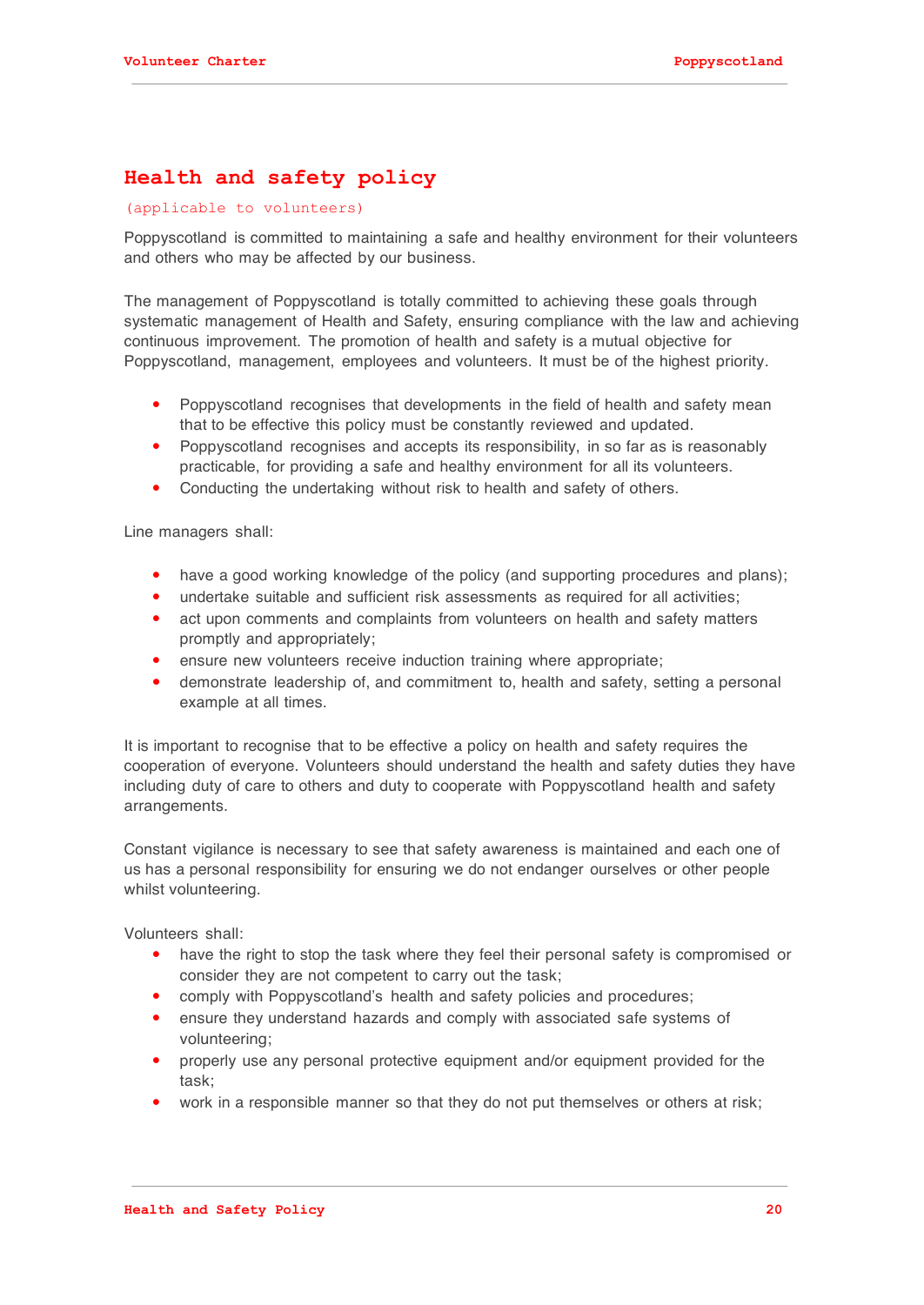## Health and safety policy

(applicable to volunteers)

Poppyscotland is committed to maintaining a safe and healthy environment for their volunteers and others who may be affected by our business.

The management of Poppyscotland is totally committed to achieving these goals through systematic management of Health and Safety, ensuring compliance with the law and achieving continuous improvement. The promotion of health and safety is a mutual objective for Poppyscotland, management, employees and volunteers. It must be of the highest priority.

- Poppyscotland recognises that developments in the field of health and safety mean that to be effective this policy must be constantly reviewed and updated.
- Poppyscotland recognises and accepts its responsibility, in so far as is reasonably practicable, for providing a safe and healthy environment for all its volunteers.
- Conducting the undertaking without risk to health and safety of others.

Line managers shall:

- have a good working knowledge of the policy (and supporting procedures and plans);
- undertake suitable and sufficient risk assessments as required for all activities;
- act upon comments and complaints from volunteers on health and safety matters promptly and appropriately;
- ensure new volunteers receive induction training where appropriate;
- demonstrate leadership of, and commitment to, health and safety, setting a personal example at all times.

It is important to recognise that to be effective a policy on health and safety requires the cooperation of everyone. Volunteers should understand the health and safety duties they have including duty of care to others and duty to cooperate with Poppyscotland health and safety arrangements.

Constant vigilance is necessary to see that safety awareness is maintained and each one of us has a personal responsibility for ensuring we do not endanger ourselves or other people whilst volunteering.

Volunteers shall:

- have the right to stop the task where they feel their personal safety is compromised or consider they are not competent to carry out the task;
- comply with Poppyscotland's health and safety policies and procedures;
- ensure they understand hazards and comply with associated safe systems of volunteering;
- properly use any personal protective equipment and/or equipment provided for the task;
- work in a responsible manner so that they do not put themselves or others at risk;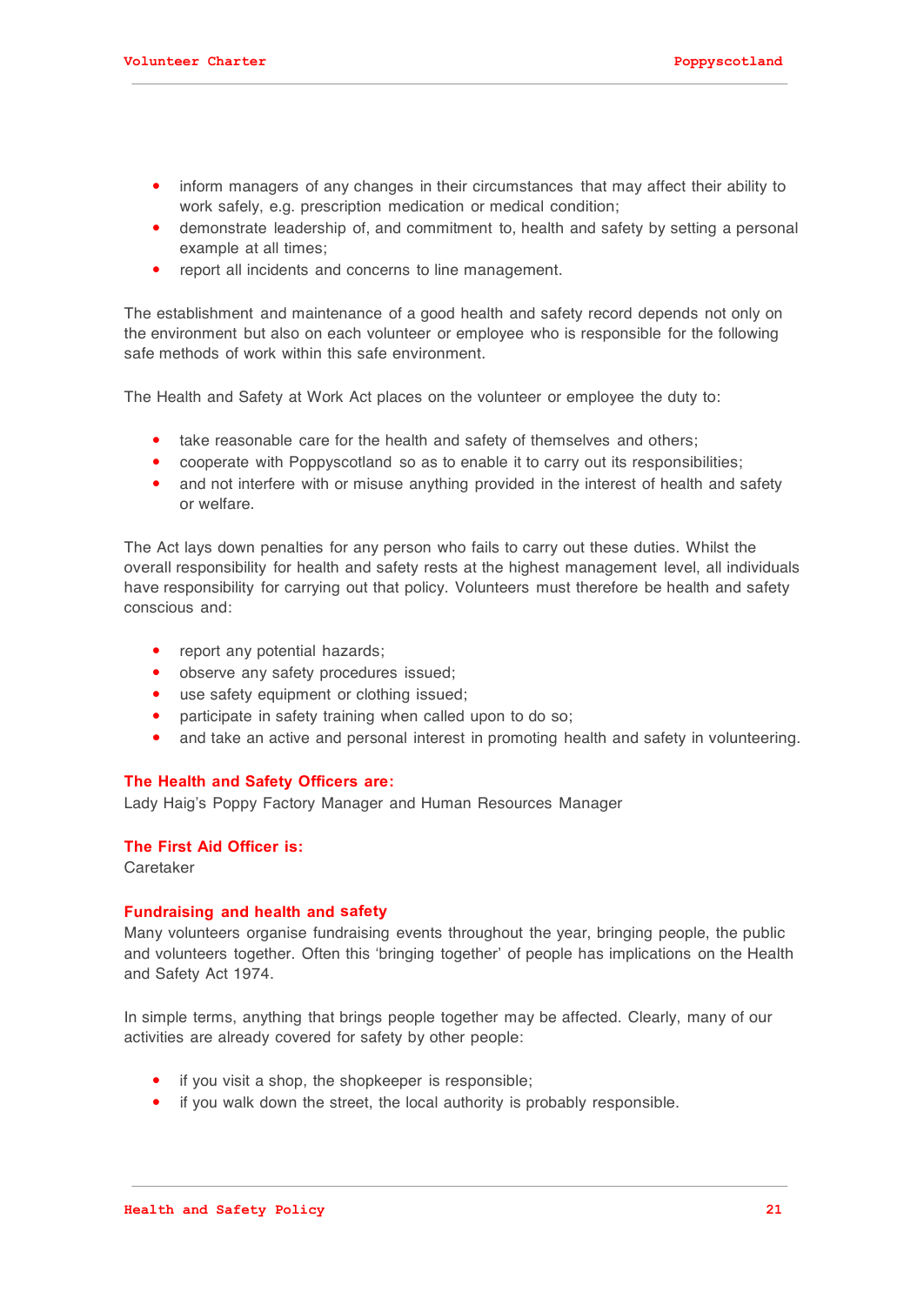- inform managers of any changes in their circumstances that may affect their ability to work safely, e.g. prescription medication or medical condition;
- demonstrate leadership of, and commitment to, health and safety by setting a personal example at all times;
- report all incidents and concerns to line management.

The establishment and maintenance of a good health and safety record depends not only on the environment but also on each volunteer or employee who is responsible for the following safe methods of work within this safe environment.

The Health and Safety at Work Act places on the volunteer or employee the duty to:

- take reasonable care for the health and safety of themselves and others;
- cooperate with Poppyscotland so as to enable it to carry out its responsibilities;
- and not interfere with or misuse anything provided in the interest of health and safety or welfare.

The Act lays down penalties for any person who fails to carry out these duties. Whilst the overall responsibility for health and safety rests at the highest management level, all individuals have responsibility for carrying out that policy. Volunteers must therefore be health and safety conscious and:

- report any potential hazards;
- observe any safety procedures issued;
- use safety equipment or clothing issued;
- participate in safety training when called upon to do so;
- and take an active and personal interest in promoting health and safety in volunteering.

**The Health and Safety Officers are:**
Lady Haig's Poppy Factory Manager and Human Resources Manager

**The First Aid Officer is:**
Caretaker

**Fundraising and health and safety**
Many volunteers organise fundraising events throughout the year, bringing people, the public and volunteers together. Often this 'bringing together' of people has implications on the Health and Safety Act 1974.

In simple terms, anything that brings people together may be affected. Clearly, many of our activities are already covered for safety by other people:

- if you visit a shop, the shopkeeper is responsible;
- if you walk down the street, the local authority is probably responsible.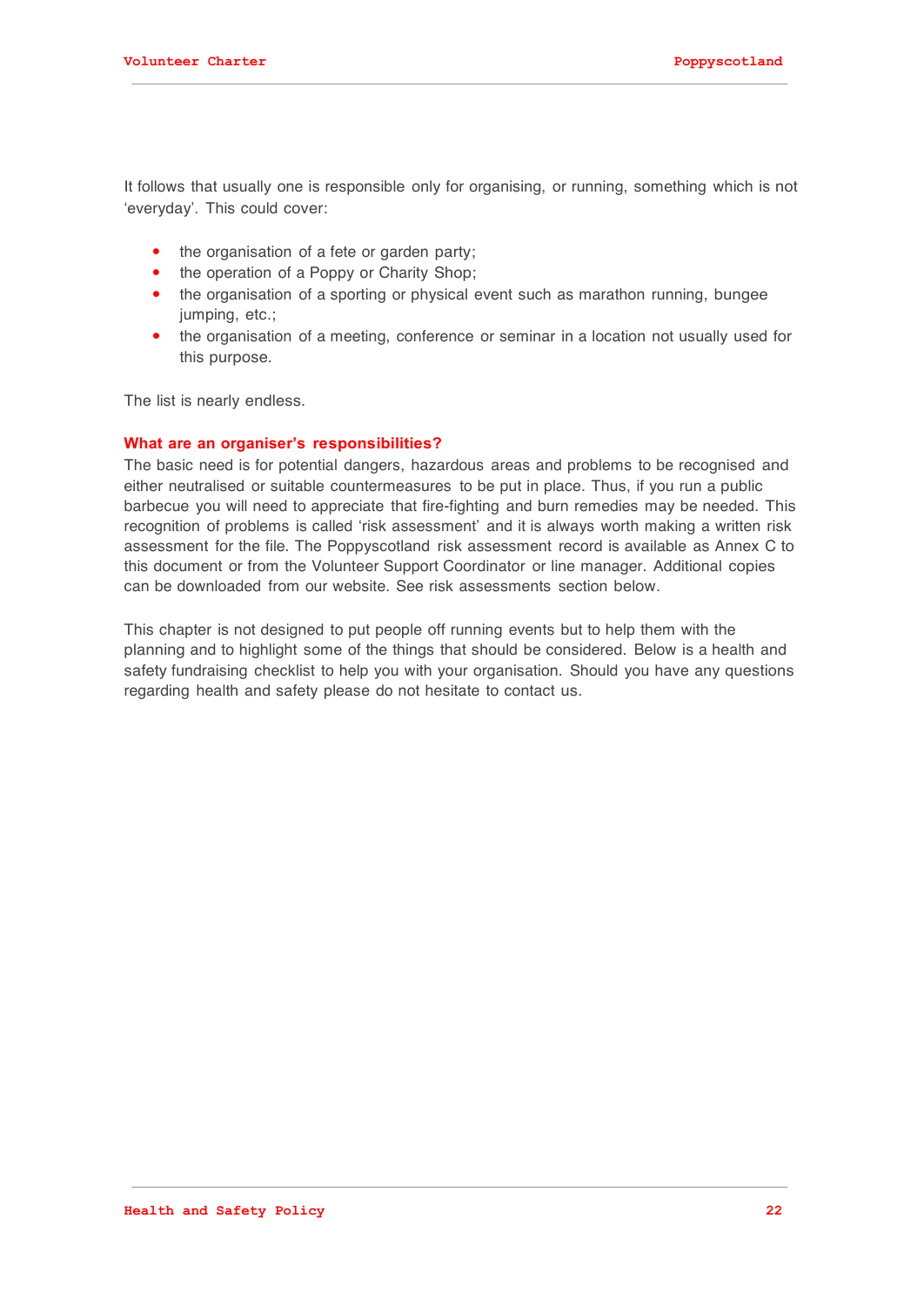It follows that usually one is responsible only for organising, or running, something which is not 'everyday'. This could cover:

- the organisation of a fete or garden party;
- the operation of a Poppy or Charity Shop;
- the organisation of a sporting or physical event such as marathon running, bungee jumping, etc.;
- the organisation of a meeting, conference or seminar in a location not usually used for this purpose.

The list is nearly endless.

### What are an organiser's responsibilities?

The basic need is for potential dangers, hazardous areas and problems to be recognised and either neutralised or suitable countermeasures to be put in place. Thus, if you run a public barbecue you will need to appreciate that fire-fighting and burn remedies may be needed. This recognition of problems is called 'risk assessment' and it is always worth making a written risk assessment for the file. The Poppyscotland risk assessment record is available as Annex C to this document or from the Volunteer Support Coordinator or line manager. Additional copies can be downloaded from our website. See risk assessments section below.

This chapter is not designed to put people off running events but to help them with the planning and to highlight some of the things that should be considered. Below is a health and safety fundraising checklist to help you with your organisation. Should you have any questions regarding health and safety please do not hesitate to contact us.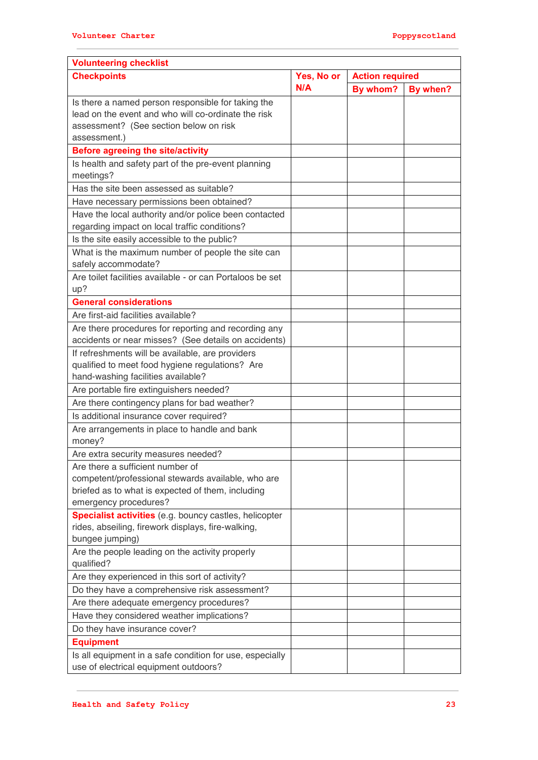| Volunteering checklist | | | |
|---|---|---|---|
| **Checkpoints** | **Yes, No or N/A** | **Action required** | |
| | | **By whom?** | **By when?** |
| Is there a named person responsible for taking the lead on the event and who will co-ordinate the risk assessment? (See section below on risk assessment.) | | | |
| **Before agreeing the site/activity** | | | |
| Is health and safety part of the pre-event planning meetings? | | | |
| Has the site been assessed as suitable? | | | |
| Have necessary permissions been obtained? | | | |
| Have the local authority and/or police been contacted regarding impact on local traffic conditions? | | | |
| Is the site easily accessible to the public? | | | |
| What is the maximum number of people the site can safely accommodate? | | | |
| Are toilet facilities available - or can Portaloos be set up? | | | |
| **General considerations** | | | |
| Are first-aid facilities available? | | | |
| Are there procedures for reporting and recording any accidents or near misses? (See details on accidents) | | | |
| If refreshments will be available, are providers qualified to meet food hygiene regulations? Are hand-washing facilities available? | | | |
| Are portable fire extinguishers needed? | | | |
| Are there contingency plans for bad weather? | | | |
| Is additional insurance cover required? | | | |
| Are arrangements in place to handle and bank money? | | | |
| Are extra security measures needed? | | | |
| Are there a sufficient number of competent/professional stewards available, who are briefed as to what is expected of them, including emergency procedures? | | | |
| **Specialist activities** (e.g. bouncy castles, helicopter rides, abseiling, firework displays, fire-walking, bungee jumping) | | | |
| Are the people leading on the activity properly qualified? | | | |
| Are they experienced in this sort of activity? | | | |
| Do they have a comprehensive risk assessment? | | | |
| Are there adequate emergency procedures? | | | |
| Have they considered weather implications? | | | |
| Do they have insurance cover? | | | |
| **Equipment** | | | |
| Is all equipment in a safe condition for use, especially use of electrical equipment outdoors? | | | |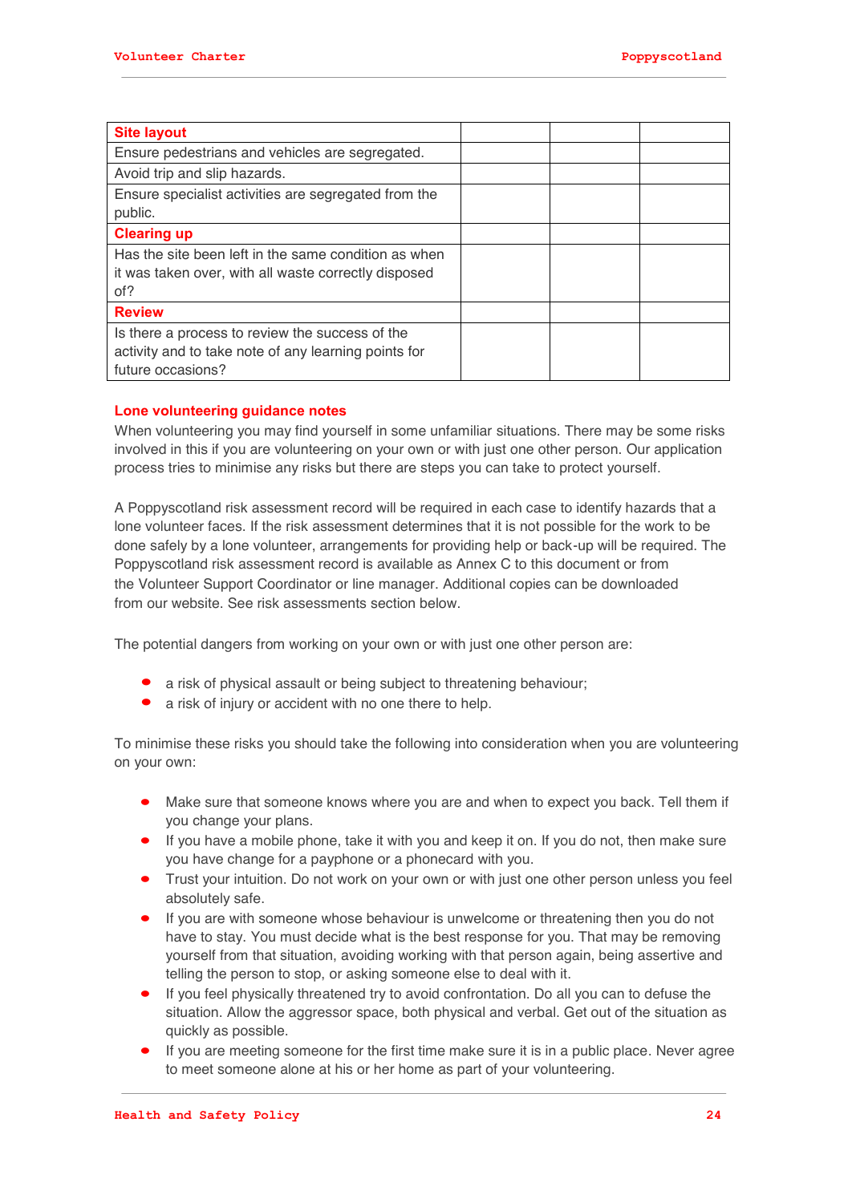| Site layout | | | |
|---|---|---|---|
| Ensure pedestrians and vehicles are segregated. | | | |
| Avoid trip and slip hazards. | | | |
| Ensure specialist activities are segregated from the public. | | | |
| **Clearing up** | | | |
| Has the site been left in the same condition as when it was taken over, with all waste correctly disposed of? | | | |
| **Review** | | | |
| Is there a process to review the success of the activity and to take note of any learning points for future occasions? | | | |

### Lone volunteering guidance notes

When volunteering you may find yourself in some unfamiliar situations. There may be some risks involved in this if you are volunteering on your own or with just one other person. Our application process tries to minimise any risks but there are steps you can take to protect yourself.

A Poppyscotland risk assessment record will be required in each case to identify hazards that a lone volunteer faces. If the risk assessment determines that it is not possible for the work to be done safely by a lone volunteer, arrangements for providing help or back-up will be required. The Poppyscotland risk assessment record is available as Annex C to this document or from the Volunteer Support Coordinator or line manager. Additional copies can be downloaded from our website. See risk assessments section below.

The potential dangers from working on your own or with just one other person are:

- a risk of physical assault or being subject to threatening behaviour;
- a risk of injury or accident with no one there to help.

To minimise these risks you should take the following into consideration when you are volunteering on your own:

- Make sure that someone knows where you are and when to expect you back. Tell them if you change your plans.
- If you have a mobile phone, take it with you and keep it on. If you do not, then make sure you have change for a payphone or a phonecard with you.
- Trust your intuition. Do not work on your own or with just one other person unless you feel absolutely safe.
- If you are with someone whose behaviour is unwelcome or threatening then you do not have to stay. You must decide what is the best response for you. That may be removing yourself from that situation, avoiding working with that person again, being assertive and telling the person to stop, or asking someone else to deal with it.
- If you feel physically threatened try to avoid confrontation. Do all you can to defuse the situation. Allow the aggressor space, both physical and verbal. Get out of the situation as quickly as possible.
- If you are meeting someone for the first time make sure it is in a public place. Never agree to meet someone alone at his or her home as part of your volunteering.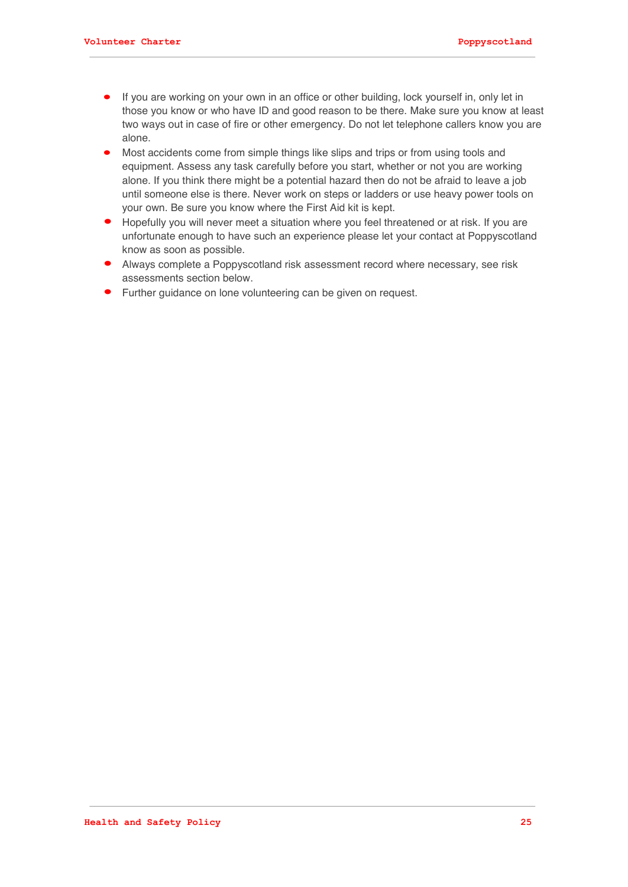- If you are working on your own in an office or other building, lock yourself in, only let in those you know or who have ID and good reason to be there. Make sure you know at least two ways out in case of fire or other emergency. Do not let telephone callers know you are alone.
- Most accidents come from simple things like slips and trips or from using tools and equipment. Assess any task carefully before you start, whether or not you are working alone. If you think there might be a potential hazard then do not be afraid to leave a job until someone else is there. Never work on steps or ladders or use heavy power tools on your own. Be sure you know where the First Aid kit is kept.
- Hopefully you will never meet a situation where you feel threatened or at risk. If you are unfortunate enough to have such an experience please let your contact at Poppyscotland know as soon as possible.
- Always complete a Poppyscotland risk assessment record where necessary, see risk assessments section below.
- Further guidance on lone volunteering can be given on request.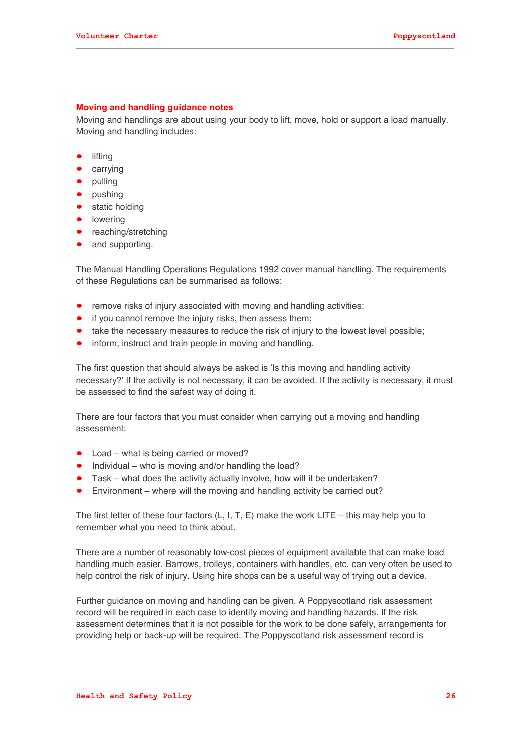## Moving and handling guidance notes

Moving and handlings are about using your body to lift, move, hold or support a load manually. Moving and handling includes:

- lifting
- carrying
- pulling
- pushing
- static holding
- lowering
- reaching/stretching
- and supporting.

The Manual Handling Operations Regulations 1992 cover manual handling. The requirements of these Regulations can be summarised as follows:

- remove risks of injury associated with moving and handling activities;
- if you cannot remove the injury risks, then assess them;
- take the necessary measures to reduce the risk of injury to the lowest level possible;
- inform, instruct and train people in moving and handling.

The first question that should always be asked is 'Is this moving and handling activity necessary?' If the activity is not necessary, it can be avoided. If the activity is necessary, it must be assessed to find the safest way of doing it.

There are four factors that you must consider when carrying out a moving and handling assessment:

- Load – what is being carried or moved?
- Individual – who is moving and/or handling the load?
- Task – what does the activity actually involve, how will it be undertaken?
- Environment – where will the moving and handling activity be carried out?

The first letter of these four factors (L, I, T, E) make the work LITE – this may help you to remember what you need to think about.

There are a number of reasonably low-cost pieces of equipment available that can make load handling much easier. Barrows, trolleys, containers with handles, etc. can very often be used to help control the risk of injury. Using hire shops can be a useful way of trying out a device.

Further guidance on moving and handling can be given. A Poppyscotland risk assessment record will be required in each case to identify moving and handling hazards. If the risk assessment determines that it is not possible for the work to be done safely, arrangements for providing help or back-up will be required. The Poppyscotland risk assessment record is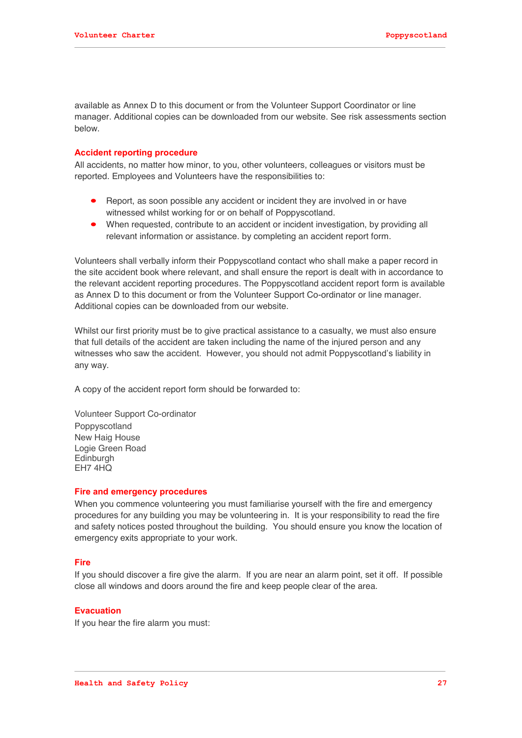available as Annex D to this document or from the Volunteer Support Coordinator or line manager. Additional copies can be downloaded from our website. See risk assessments section below.

### Accident reporting procedure

All accidents, no matter how minor, to you, other volunteers, colleagues or visitors must be reported. Employees and Volunteers have the responsibilities to:

- Report, as soon possible any accident or incident they are involved in or have witnessed whilst working for or on behalf of Poppyscotland.
- When requested, contribute to an accident or incident investigation, by providing all relevant information or assistance. by completing an accident report form.

Volunteers shall verbally inform their Poppyscotland contact who shall make a paper record in the site accident book where relevant, and shall ensure the report is dealt with in accordance to the relevant accident reporting procedures. The Poppyscotland accident report form is available as Annex D to this document or from the Volunteer Support Co-ordinator or line manager. Additional copies can be downloaded from our website.

Whilst our first priority must be to give practical assistance to a casualty, we must also ensure that full details of the accident are taken including the name of the injured person and any witnesses who saw the accident. However, you should not admit Poppyscotland's liability in any way.

A copy of the accident report form should be forwarded to:

Volunteer Support Co-ordinator
Poppyscotland
New Haig House
Logie Green Road
Edinburgh
EH7 4HQ

### Fire and emergency procedures

When you commence volunteering you must familiarise yourself with the fire and emergency procedures for any building you may be volunteering in. It is your responsibility to read the fire and safety notices posted throughout the building. You should ensure you know the location of emergency exits appropriate to your work.

### Fire

If you should discover a fire give the alarm. If you are near an alarm point, set it off. If possible close all windows and doors around the fire and keep people clear of the area.

### Evacuation

If you hear the fire alarm you must: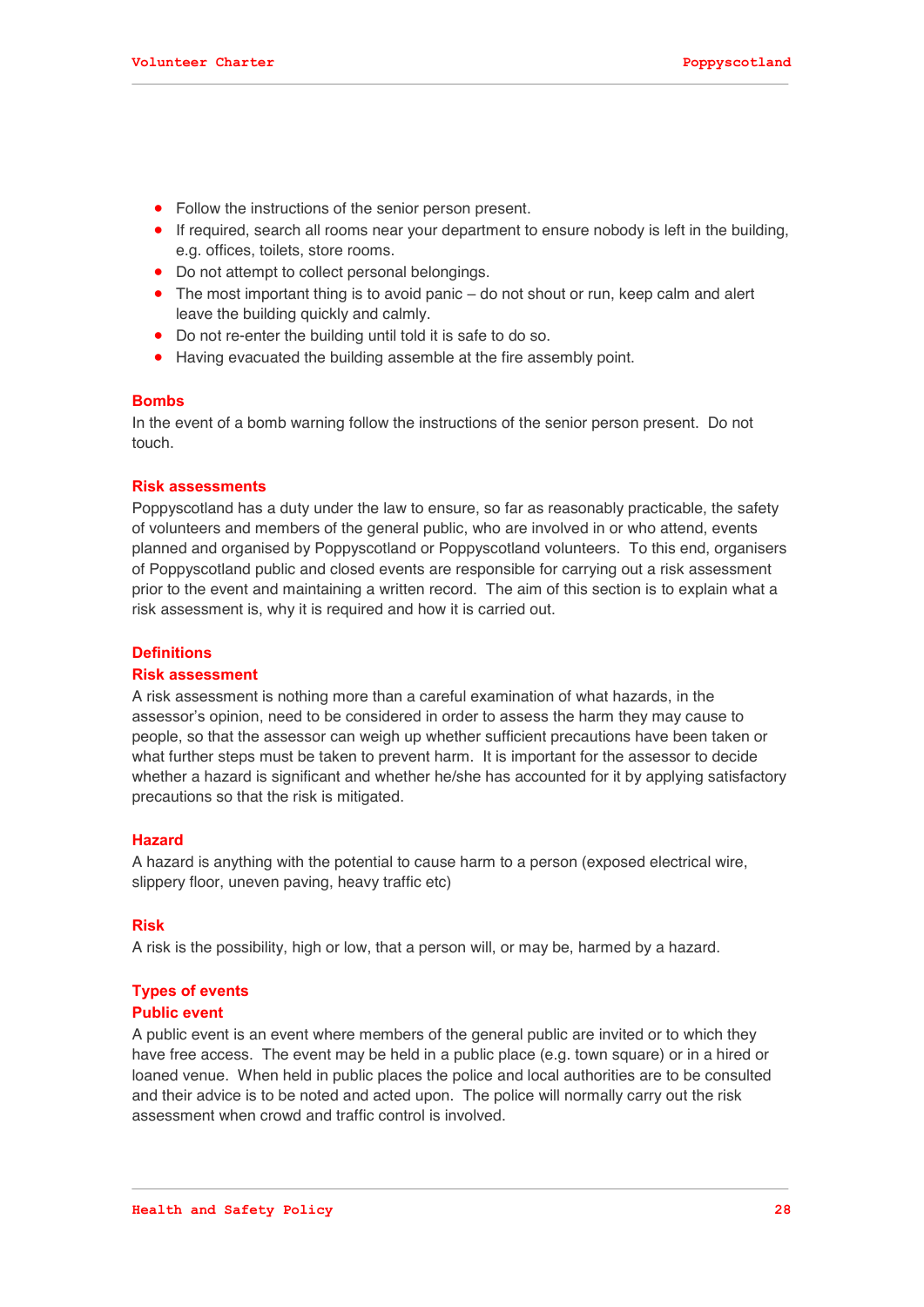- Follow the instructions of the senior person present.
- If required, search all rooms near your department to ensure nobody is left in the building, e.g. offices, toilets, store rooms.
- Do not attempt to collect personal belongings.
- The most important thing is to avoid panic – do not shout or run, keep calm and alert leave the building quickly and calmly.
- Do not re-enter the building until told it is safe to do so.
- Having evacuated the building assemble at the fire assembly point.

## Bombs

In the event of a bomb warning follow the instructions of the senior person present. Do not touch.

## Risk assessments

Poppyscotland has a duty under the law to ensure, so far as reasonably practicable, the safety of volunteers and members of the general public, who are involved in or who attend, events planned and organised by Poppyscotland or Poppyscotland volunteers. To this end, organisers of Poppyscotland public and closed events are responsible for carrying out a risk assessment prior to the event and maintaining a written record. The aim of this section is to explain what a risk assessment is, why it is required and how it is carried out.

## Definitions

### Risk assessment

A risk assessment is nothing more than a careful examination of what hazards, in the assessor's opinion, need to be considered in order to assess the harm they may cause to people, so that the assessor can weigh up whether sufficient precautions have been taken or what further steps must be taken to prevent harm. It is important for the assessor to decide whether a hazard is significant and whether he/she has accounted for it by applying satisfactory precautions so that the risk is mitigated.

### Hazard

A hazard is anything with the potential to cause harm to a person (exposed electrical wire, slippery floor, uneven paving, heavy traffic etc)

### Risk

A risk is the possibility, high or low, that a person will, or may be, harmed by a hazard.

## Types of events

### Public event

A public event is an event where members of the general public are invited or to which they have free access. The event may be held in a public place (e.g. town square) or in a hired or loaned venue. When held in public places the police and local authorities are to be consulted and their advice is to be noted and acted upon. The police will normally carry out the risk assessment when crowd and traffic control is involved.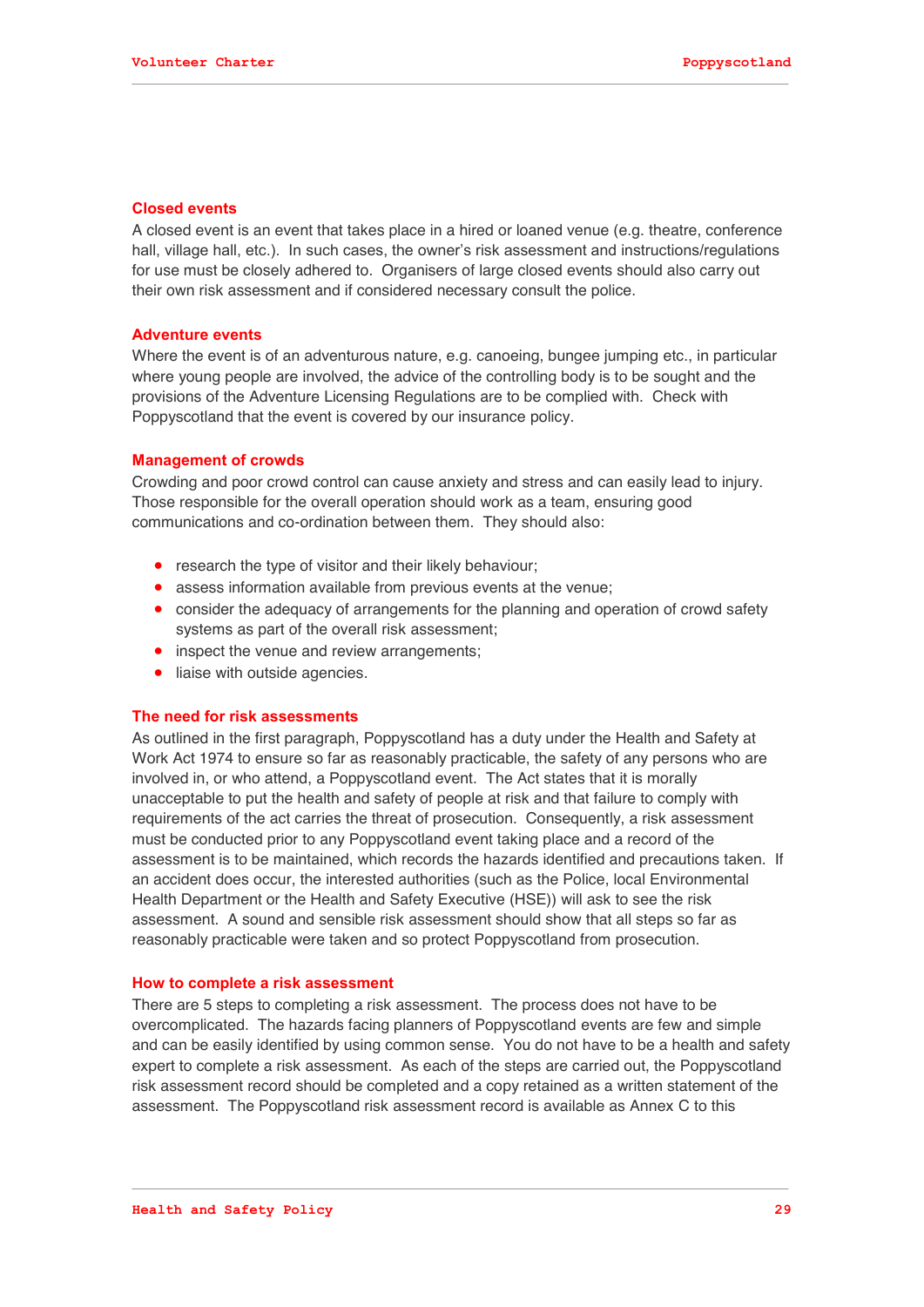### Closed events

A closed event is an event that takes place in a hired or loaned venue (e.g. theatre, conference hall, village hall, etc.). In such cases, the owner's risk assessment and instructions/regulations for use must be closely adhered to. Organisers of large closed events should also carry out their own risk assessment and if considered necessary consult the police.

### Adventure events

Where the event is of an adventurous nature, e.g. canoeing, bungee jumping etc., in particular where young people are involved, the advice of the controlling body is to be sought and the provisions of the Adventure Licensing Regulations are to be complied with. Check with Poppyscotland that the event is covered by our insurance policy.

### Management of crowds

Crowding and poor crowd control can cause anxiety and stress and can easily lead to injury. Those responsible for the overall operation should work as a team, ensuring good communications and co-ordination between them. They should also:

- research the type of visitor and their likely behaviour;
- assess information available from previous events at the venue;
- consider the adequacy of arrangements for the planning and operation of crowd safety systems as part of the overall risk assessment;
- inspect the venue and review arrangements;
- liaise with outside agencies.

### The need for risk assessments

As outlined in the first paragraph, Poppyscotland has a duty under the Health and Safety at Work Act 1974 to ensure so far as reasonably practicable, the safety of any persons who are involved in, or who attend, a Poppyscotland event. The Act states that it is morally unacceptable to put the health and safety of people at risk and that failure to comply with requirements of the act carries the threat of prosecution. Consequently, a risk assessment must be conducted prior to any Poppyscotland event taking place and a record of the assessment is to be maintained, which records the hazards identified and precautions taken. If an accident does occur, the interested authorities (such as the Police, local Environmental Health Department or the Health and Safety Executive (HSE)) will ask to see the risk assessment. A sound and sensible risk assessment should show that all steps so far as reasonably practicable were taken and so protect Poppyscotland from prosecution.

### How to complete a risk assessment

There are 5 steps to completing a risk assessment. The process does not have to be overcomplicated. The hazards facing planners of Poppyscotland events are few and simple and can be easily identified by using common sense. You do not have to be a health and safety expert to complete a risk assessment. As each of the steps are carried out, the Poppyscotland risk assessment record should be completed and a copy retained as a written statement of the assessment. The Poppyscotland risk assessment record is available as Annex C to this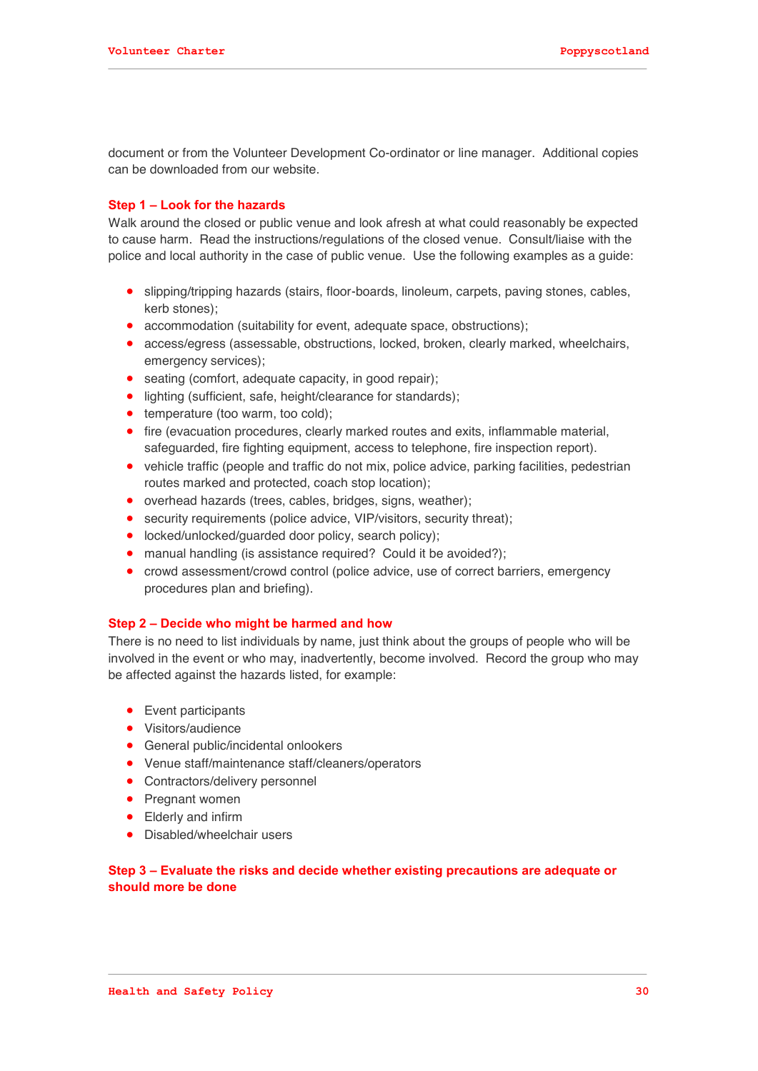document or from the Volunteer Development Co-ordinator or line manager. Additional copies can be downloaded from our website.

### Step 1 – Look for the hazards

Walk around the closed or public venue and look afresh at what could reasonably be expected to cause harm. Read the instructions/regulations of the closed venue. Consult/liaise with the police and local authority in the case of public venue. Use the following examples as a guide:

- slipping/tripping hazards (stairs, floor-boards, linoleum, carpets, paving stones, cables, kerb stones);
- accommodation (suitability for event, adequate space, obstructions);
- access/egress (assessable, obstructions, locked, broken, clearly marked, wheelchairs, emergency services);
- seating (comfort, adequate capacity, in good repair);
- lighting (sufficient, safe, height/clearance for standards);
- temperature (too warm, too cold);
- fire (evacuation procedures, clearly marked routes and exits, inflammable material, safeguarded, fire fighting equipment, access to telephone, fire inspection report).
- vehicle traffic (people and traffic do not mix, police advice, parking facilities, pedestrian routes marked and protected, coach stop location);
- overhead hazards (trees, cables, bridges, signs, weather);
- security requirements (police advice, VIP/visitors, security threat);
- locked/unlocked/guarded door policy, search policy);
- manual handling (is assistance required? Could it be avoided?);
- crowd assessment/crowd control (police advice, use of correct barriers, emergency procedures plan and briefing).

### Step 2 – Decide who might be harmed and how

There is no need to list individuals by name, just think about the groups of people who will be involved in the event or who may, inadvertently, become involved. Record the group who may be affected against the hazards listed, for example:

- Event participants
- Visitors/audience
- General public/incidental onlookers
- Venue staff/maintenance staff/cleaners/operators
- Contractors/delivery personnel
- Pregnant women
- Elderly and infirm
- Disabled/wheelchair users

### Step 3 – Evaluate the risks and decide whether existing precautions are adequate or should more be done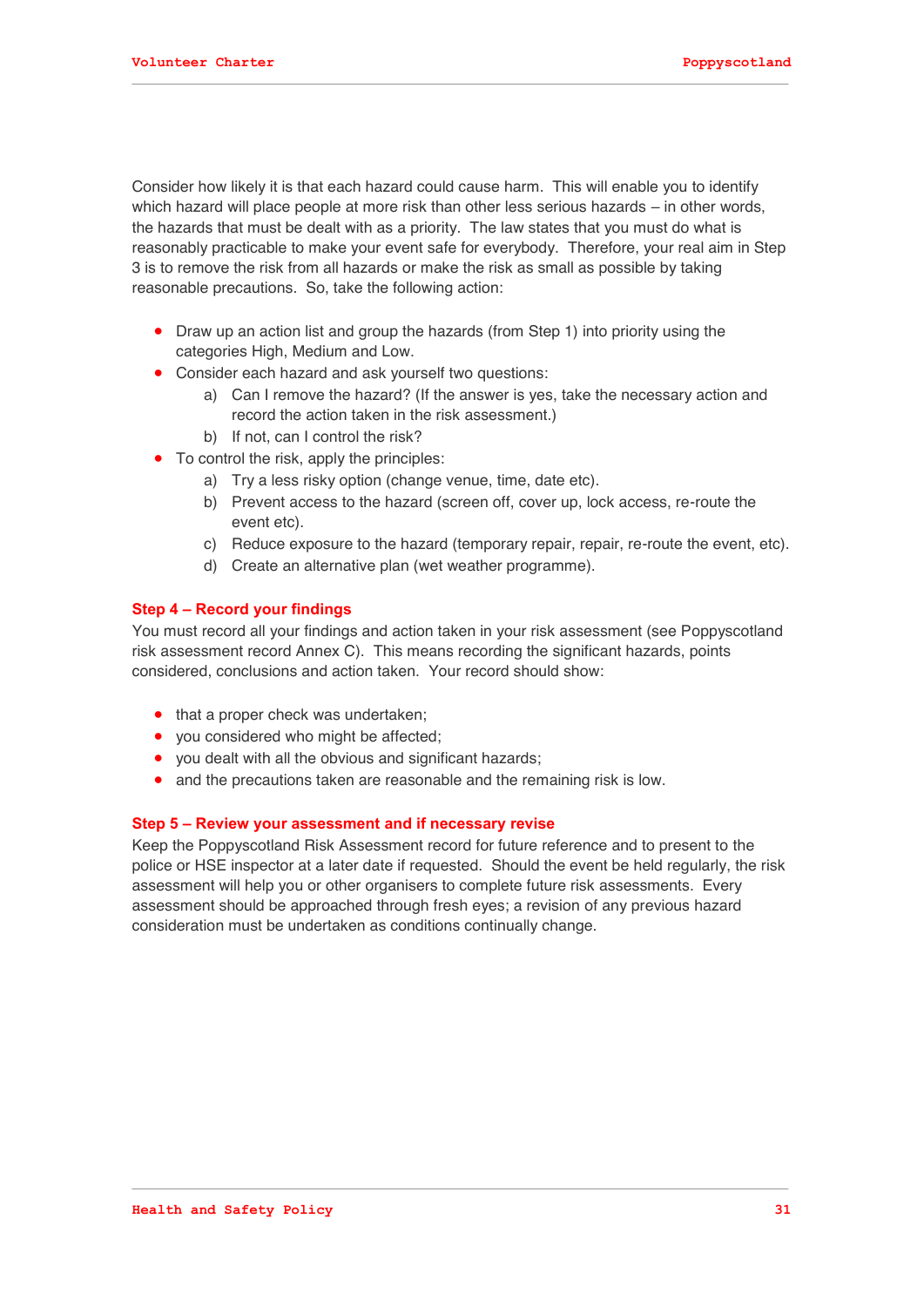Consider how likely it is that each hazard could cause harm. This will enable you to identify which hazard will place people at more risk than other less serious hazards – in other words, the hazards that must be dealt with as a priority. The law states that you must do what is reasonably practicable to make your event safe for everybody. Therefore, your real aim in Step 3 is to remove the risk from all hazards or make the risk as small as possible by taking reasonable precautions. So, take the following action:

- Draw up an action list and group the hazards (from Step 1) into priority using the categories High, Medium and Low.
- Consider each hazard and ask yourself two questions:
  - a) Can I remove the hazard? (If the answer is yes, take the necessary action and record the action taken in the risk assessment.)
  - b) If not, can I control the risk?
- To control the risk, apply the principles:
  - a) Try a less risky option (change venue, time, date etc).
  - b) Prevent access to the hazard (screen off, cover up, lock access, re-route the event etc).
  - c) Reduce exposure to the hazard (temporary repair, repair, re-route the event, etc).
  - d) Create an alternative plan (wet weather programme).

### Step 4 – Record your findings

You must record all your findings and action taken in your risk assessment (see Poppyscotland risk assessment record Annex C). This means recording the significant hazards, points considered, conclusions and action taken. Your record should show:

- that a proper check was undertaken;
- you considered who might be affected;
- you dealt with all the obvious and significant hazards;
- and the precautions taken are reasonable and the remaining risk is low.

### Step 5 – Review your assessment and if necessary revise

Keep the Poppyscotland Risk Assessment record for future reference and to present to the police or HSE inspector at a later date if requested. Should the event be held regularly, the risk assessment will help you or other organisers to complete future risk assessments. Every assessment should be approached through fresh eyes; a revision of any previous hazard consideration must be undertaken as conditions continually change.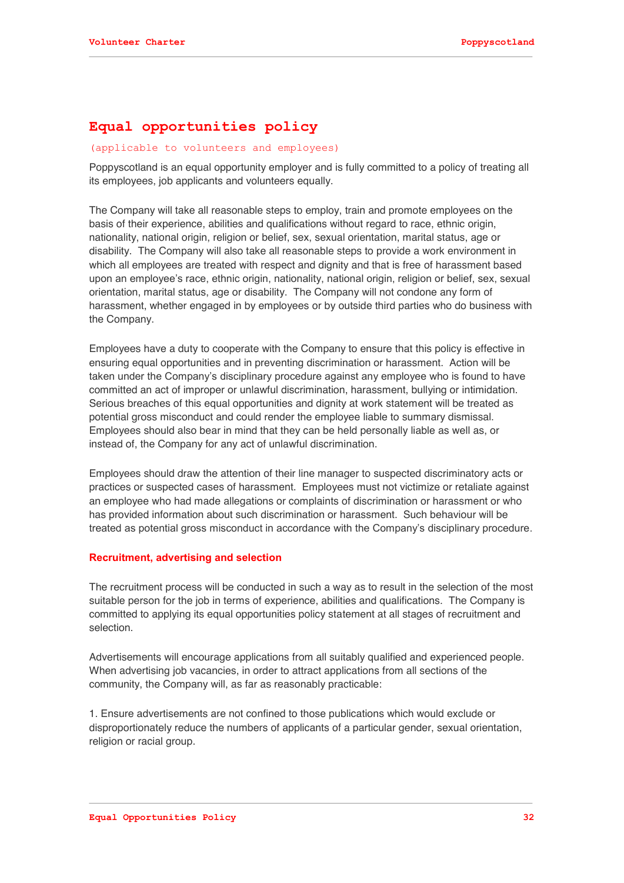# Equal opportunities policy

(applicable to volunteers and employees)

Poppyscotland is an equal opportunity employer and is fully committed to a policy of treating all its employees, job applicants and volunteers equally.

The Company will take all reasonable steps to employ, train and promote employees on the basis of their experience, abilities and qualifications without regard to race, ethnic origin, nationality, national origin, religion or belief, sex, sexual orientation, marital status, age or disability. The Company will also take all reasonable steps to provide a work environment in which all employees are treated with respect and dignity and that is free of harassment based upon an employee's race, ethnic origin, nationality, national origin, religion or belief, sex, sexual orientation, marital status, age or disability. The Company will not condone any form of harassment, whether engaged in by employees or by outside third parties who do business with the Company.

Employees have a duty to cooperate with the Company to ensure that this policy is effective in ensuring equal opportunities and in preventing discrimination or harassment. Action will be taken under the Company's disciplinary procedure against any employee who is found to have committed an act of improper or unlawful discrimination, harassment, bullying or intimidation. Serious breaches of this equal opportunities and dignity at work statement will be treated as potential gross misconduct and could render the employee liable to summary dismissal. Employees should also bear in mind that they can be held personally liable as well as, or instead of, the Company for any act of unlawful discrimination.

Employees should draw the attention of their line manager to suspected discriminatory acts or practices or suspected cases of harassment. Employees must not victimize or retaliate against an employee who had made allegations or complaints of discrimination or harassment or who has provided information about such discrimination or harassment. Such behaviour will be treated as potential gross misconduct in accordance with the Company's disciplinary procedure.

### Recruitment, advertising and selection

The recruitment process will be conducted in such a way as to result in the selection of the most suitable person for the job in terms of experience, abilities and qualifications. The Company is committed to applying its equal opportunities policy statement at all stages of recruitment and selection.

Advertisements will encourage applications from all suitably qualified and experienced people. When advertising job vacancies, in order to attract applications from all sections of the community, the Company will, as far as reasonably practicable:

1. Ensure advertisements are not confined to those publications which would exclude or disproportionately reduce the numbers of applicants of a particular gender, sexual orientation, religion or racial group.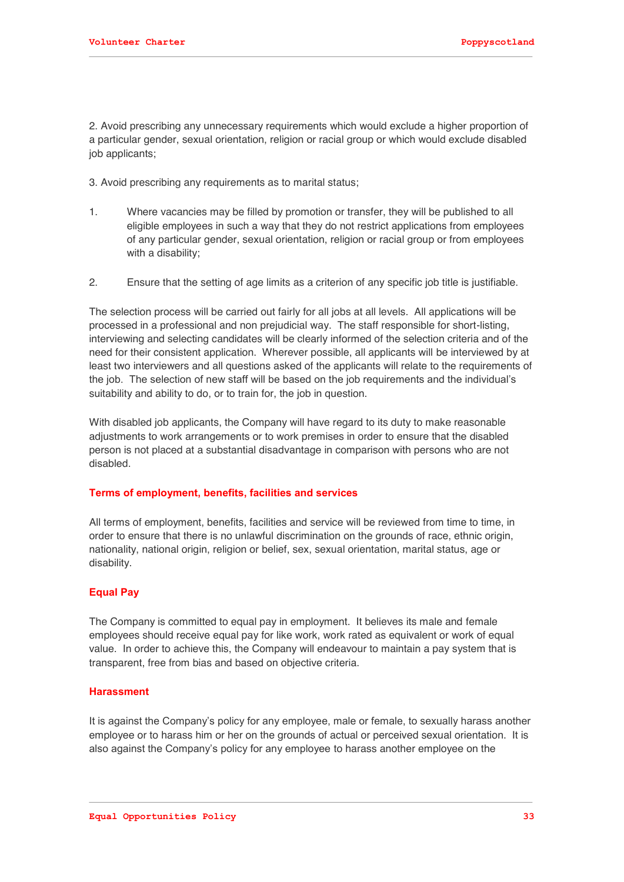2. Avoid prescribing any unnecessary requirements which would exclude a higher proportion of a particular gender, sexual orientation, religion or racial group or which would exclude disabled job applicants;

3. Avoid prescribing any requirements as to marital status;

1. Where vacancies may be filled by promotion or transfer, they will be published to all eligible employees in such a way that they do not restrict applications from employees of any particular gender, sexual orientation, religion or racial group or from employees with a disability;

2. Ensure that the setting of age limits as a criterion of any specific job title is justifiable.

The selection process will be carried out fairly for all jobs at all levels. All applications will be processed in a professional and non prejudicial way. The staff responsible for short-listing, interviewing and selecting candidates will be clearly informed of the selection criteria and of the need for their consistent application. Wherever possible, all applicants will be interviewed by at least two interviewers and all questions asked of the applicants will relate to the requirements of the job. The selection of new staff will be based on the job requirements and the individual's suitability and ability to do, or to train for, the job in question.

With disabled job applicants, the Company will have regard to its duty to make reasonable adjustments to work arrangements or to work premises in order to ensure that the disabled person is not placed at a substantial disadvantage in comparison with persons who are not disabled.

### Terms of employment, benefits, facilities and services

All terms of employment, benefits, facilities and service will be reviewed from time to time, in order to ensure that there is no unlawful discrimination on the grounds of race, ethnic origin, nationality, national origin, religion or belief, sex, sexual orientation, marital status, age or disability.

### Equal Pay

The Company is committed to equal pay in employment. It believes its male and female employees should receive equal pay for like work, work rated as equivalent or work of equal value. In order to achieve this, the Company will endeavour to maintain a pay system that is transparent, free from bias and based on objective criteria.

### Harassment

It is against the Company's policy for any employee, male or female, to sexually harass another employee or to harass him or her on the grounds of actual or perceived sexual orientation. It is also against the Company's policy for any employee to harass another employee on the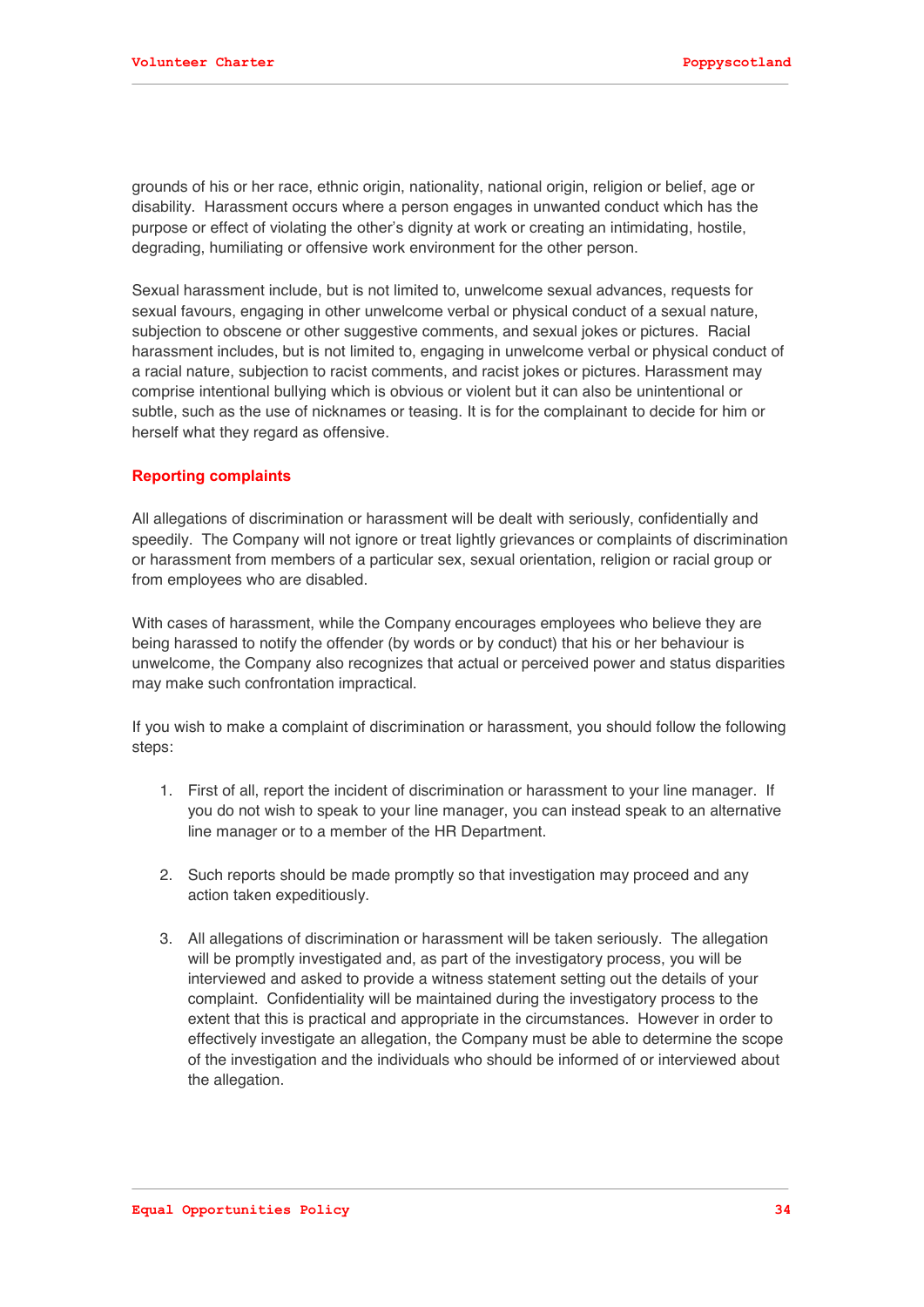grounds of his or her race, ethnic origin, nationality, national origin, religion or belief, age or disability. Harassment occurs where a person engages in unwanted conduct which has the purpose or effect of violating the other's dignity at work or creating an intimidating, hostile, degrading, humiliating or offensive work environment for the other person.

Sexual harassment include, but is not limited to, unwelcome sexual advances, requests for sexual favours, engaging in other unwelcome verbal or physical conduct of a sexual nature, subjection to obscene or other suggestive comments, and sexual jokes or pictures. Racial harassment includes, but is not limited to, engaging in unwelcome verbal or physical conduct of a racial nature, subjection to racist comments, and racist jokes or pictures. Harassment may comprise intentional bullying which is obvious or violent but it can also be unintentional or subtle, such as the use of nicknames or teasing. It is for the complainant to decide for him or herself what they regard as offensive.

## Reporting complaints

All allegations of discrimination or harassment will be dealt with seriously, confidentially and speedily. The Company will not ignore or treat lightly grievances or complaints of discrimination or harassment from members of a particular sex, sexual orientation, religion or racial group or from employees who are disabled.

With cases of harassment, while the Company encourages employees who believe they are being harassed to notify the offender (by words or by conduct) that his or her behaviour is unwelcome, the Company also recognizes that actual or perceived power and status disparities may make such confrontation impractical.

If you wish to make a complaint of discrimination or harassment, you should follow the following steps:

1. First of all, report the incident of discrimination or harassment to your line manager. If you do not wish to speak to your line manager, you can instead speak to an alternative line manager or to a member of the HR Department.

2. Such reports should be made promptly so that investigation may proceed and any action taken expeditiously.

3. All allegations of discrimination or harassment will be taken seriously. The allegation will be promptly investigated and, as part of the investigatory process, you will be interviewed and asked to provide a witness statement setting out the details of your complaint. Confidentiality will be maintained during the investigatory process to the extent that this is practical and appropriate in the circumstances. However in order to effectively investigate an allegation, the Company must be able to determine the scope of the investigation and the individuals who should be informed of or interviewed about the allegation.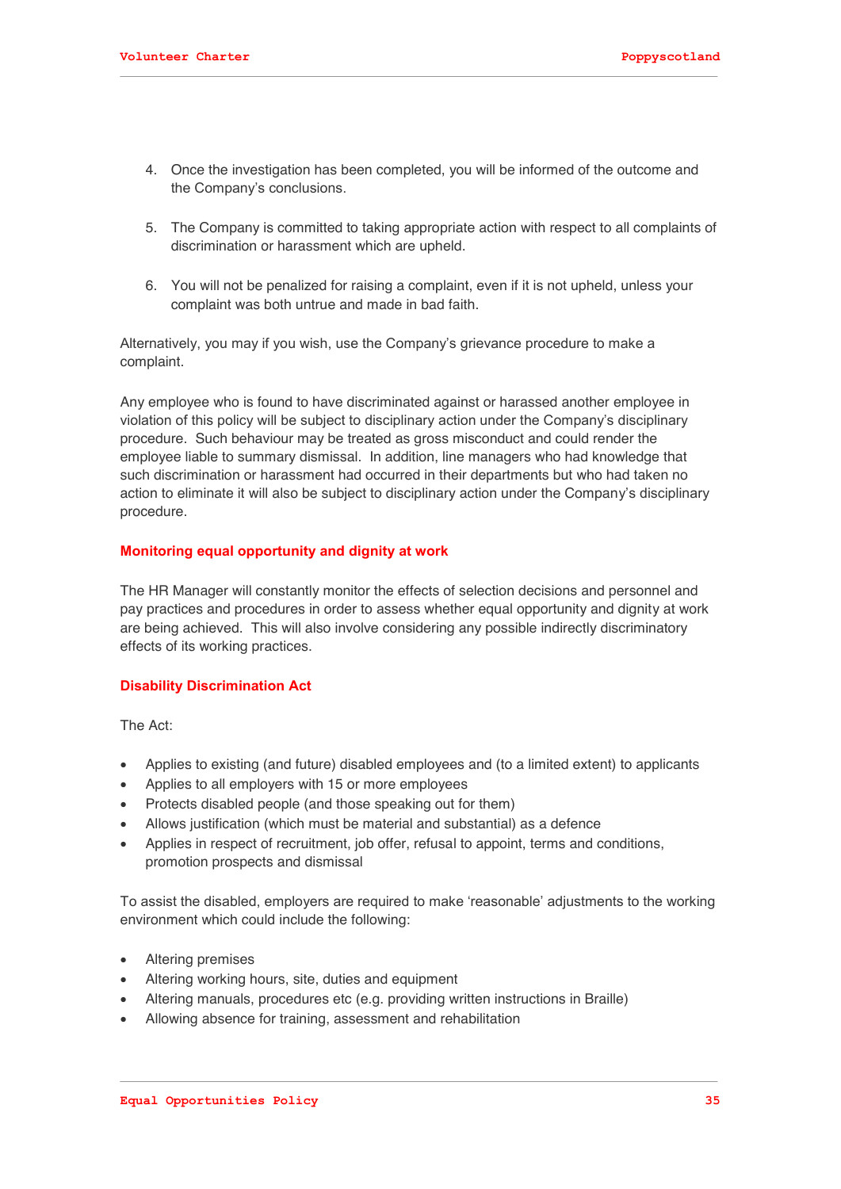4. Once the investigation has been completed, you will be informed of the outcome and the Company's conclusions.

5. The Company is committed to taking appropriate action with respect to all complaints of discrimination or harassment which are upheld.

6. You will not be penalized for raising a complaint, even if it is not upheld, unless your complaint was both untrue and made in bad faith.

Alternatively, you may if you wish, use the Company's grievance procedure to make a complaint.

Any employee who is found to have discriminated against or harassed another employee in violation of this policy will be subject to disciplinary action under the Company's disciplinary procedure. Such behaviour may be treated as gross misconduct and could render the employee liable to summary dismissal. In addition, line managers who had knowledge that such discrimination or harassment had occurred in their departments but who had taken no action to eliminate it will also be subject to disciplinary action under the Company's disciplinary procedure.

## Monitoring equal opportunity and dignity at work

The HR Manager will constantly monitor the effects of selection decisions and personnel and pay practices and procedures in order to assess whether equal opportunity and dignity at work are being achieved. This will also involve considering any possible indirectly discriminatory effects of its working practices.

## Disability Discrimination Act

The Act:

- Applies to existing (and future) disabled employees and (to a limited extent) to applicants
- Applies to all employers with 15 or more employees
- Protects disabled people (and those speaking out for them)
- Allows justification (which must be material and substantial) as a defence
- Applies in respect of recruitment, job offer, refusal to appoint, terms and conditions, promotion prospects and dismissal

To assist the disabled, employers are required to make 'reasonable' adjustments to the working environment which could include the following:

- Altering premises
- Altering working hours, site, duties and equipment
- Altering manuals, procedures etc (e.g. providing written instructions in Braille)
- Allowing absence for training, assessment and rehabilitation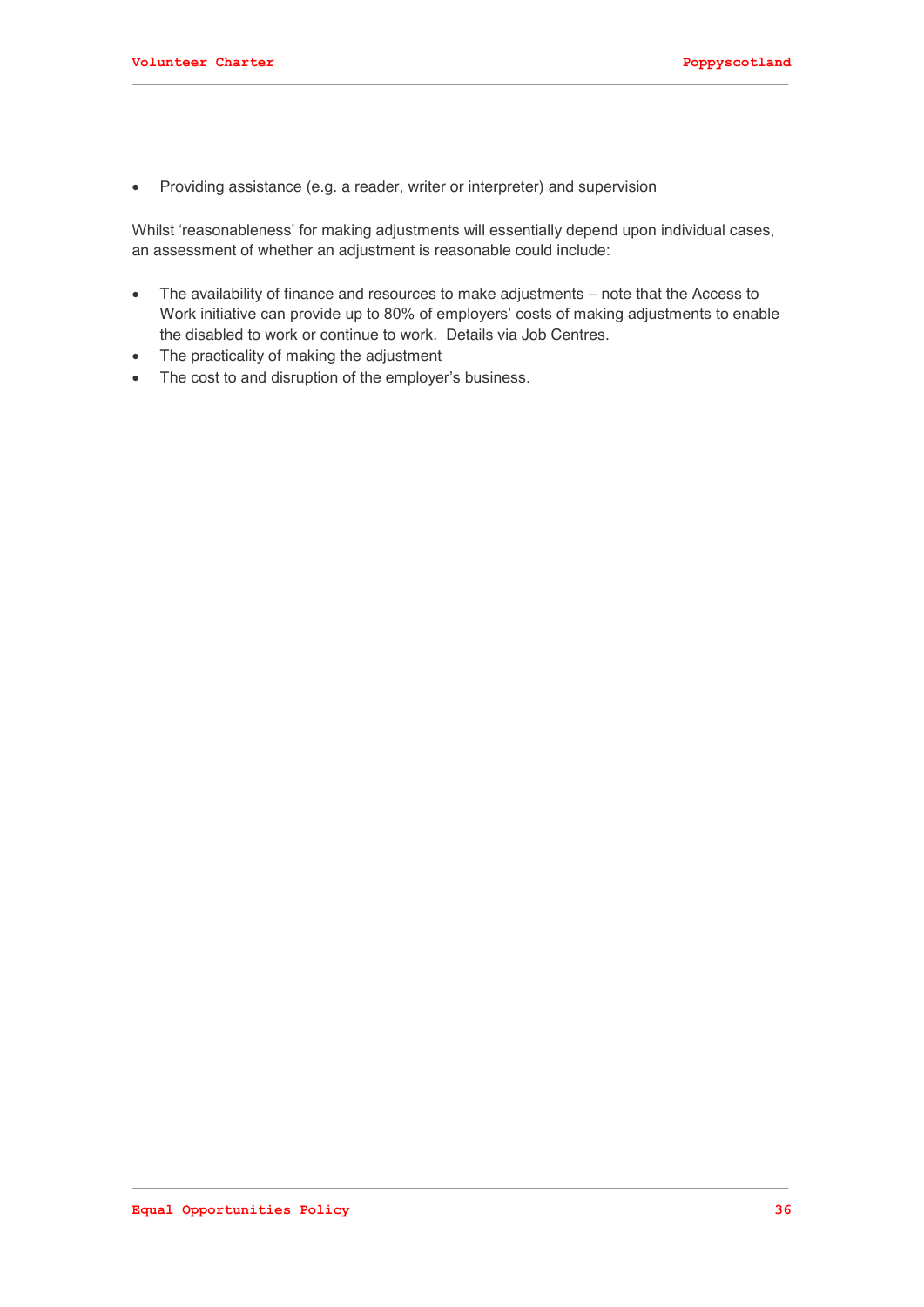- Providing assistance (e.g. a reader, writer or interpreter) and supervision

Whilst 'reasonableness' for making adjustments will essentially depend upon individual cases, an assessment of whether an adjustment is reasonable could include:

- The availability of finance and resources to make adjustments – note that the Access to Work initiative can provide up to 80% of employers' costs of making adjustments to enable the disabled to work or continue to work. Details via Job Centres.
- The practicality of making the adjustment
- The cost to and disruption of the employer's business.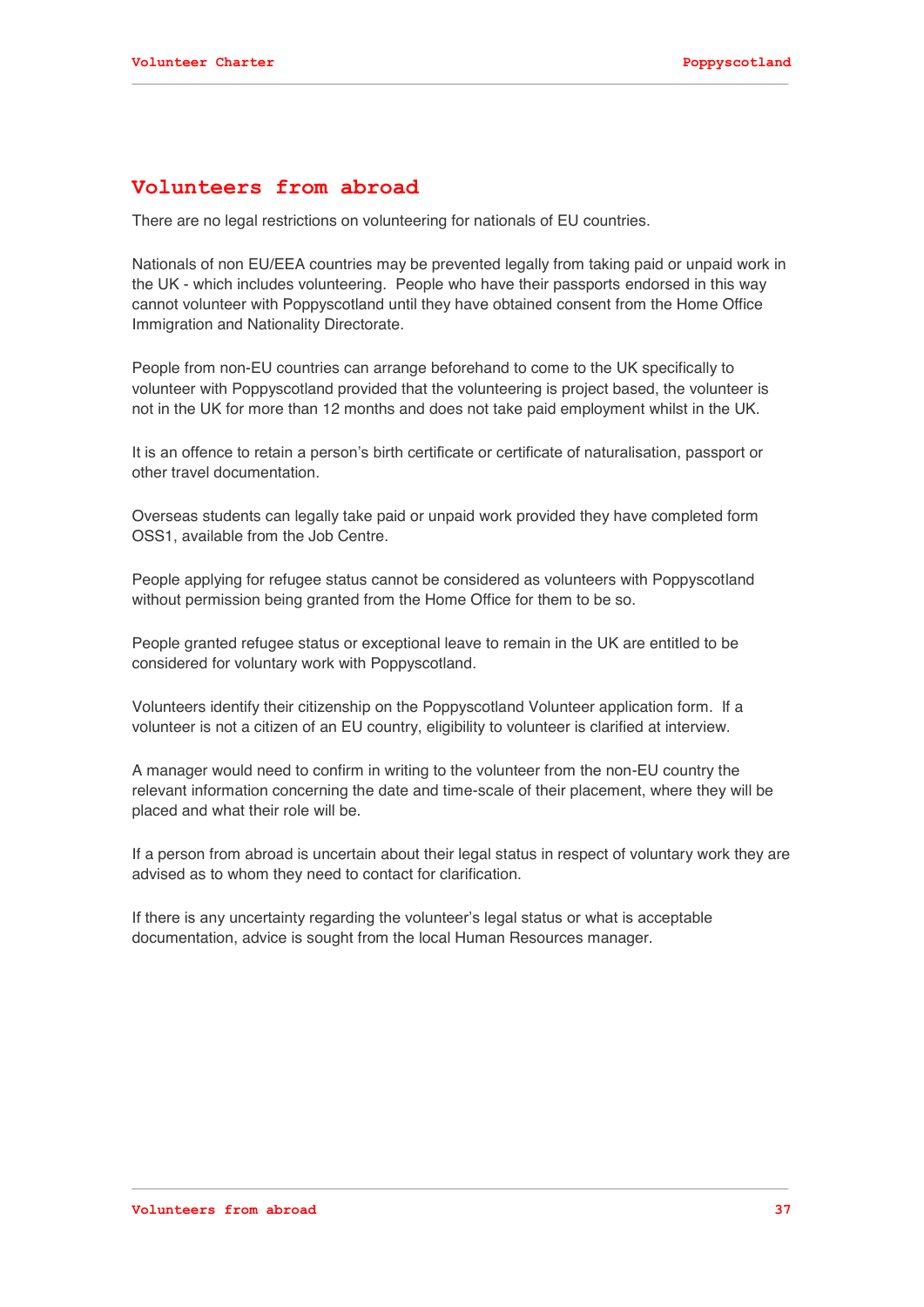## Volunteers from abroad

There are no legal restrictions on volunteering for nationals of EU countries.

Nationals of non EU/EEA countries may be prevented legally from taking paid or unpaid work in the UK - which includes volunteering. People who have their passports endorsed in this way cannot volunteer with Poppyscotland until they have obtained consent from the Home Office Immigration and Nationality Directorate.

People from non-EU countries can arrange beforehand to come to the UK specifically to volunteer with Poppyscotland provided that the volunteering is project based, the volunteer is not in the UK for more than 12 months and does not take paid employment whilst in the UK.

It is an offence to retain a person's birth certificate or certificate of naturalisation, passport or other travel documentation.

Overseas students can legally take paid or unpaid work provided they have completed form OSS1, available from the Job Centre.

People applying for refugee status cannot be considered as volunteers with Poppyscotland without permission being granted from the Home Office for them to be so.

People granted refugee status or exceptional leave to remain in the UK are entitled to be considered for voluntary work with Poppyscotland.

Volunteers identify their citizenship on the Poppyscotland Volunteer application form. If a volunteer is not a citizen of an EU country, eligibility to volunteer is clarified at interview.

A manager would need to confirm in writing to the volunteer from the non-EU country the relevant information concerning the date and time-scale of their placement, where they will be placed and what their role will be.

If a person from abroad is uncertain about their legal status in respect of voluntary work they are advised as to whom they need to contact for clarification.

If there is any uncertainty regarding the volunteer's legal status or what is acceptable documentation, advice is sought from the local Human Resources manager.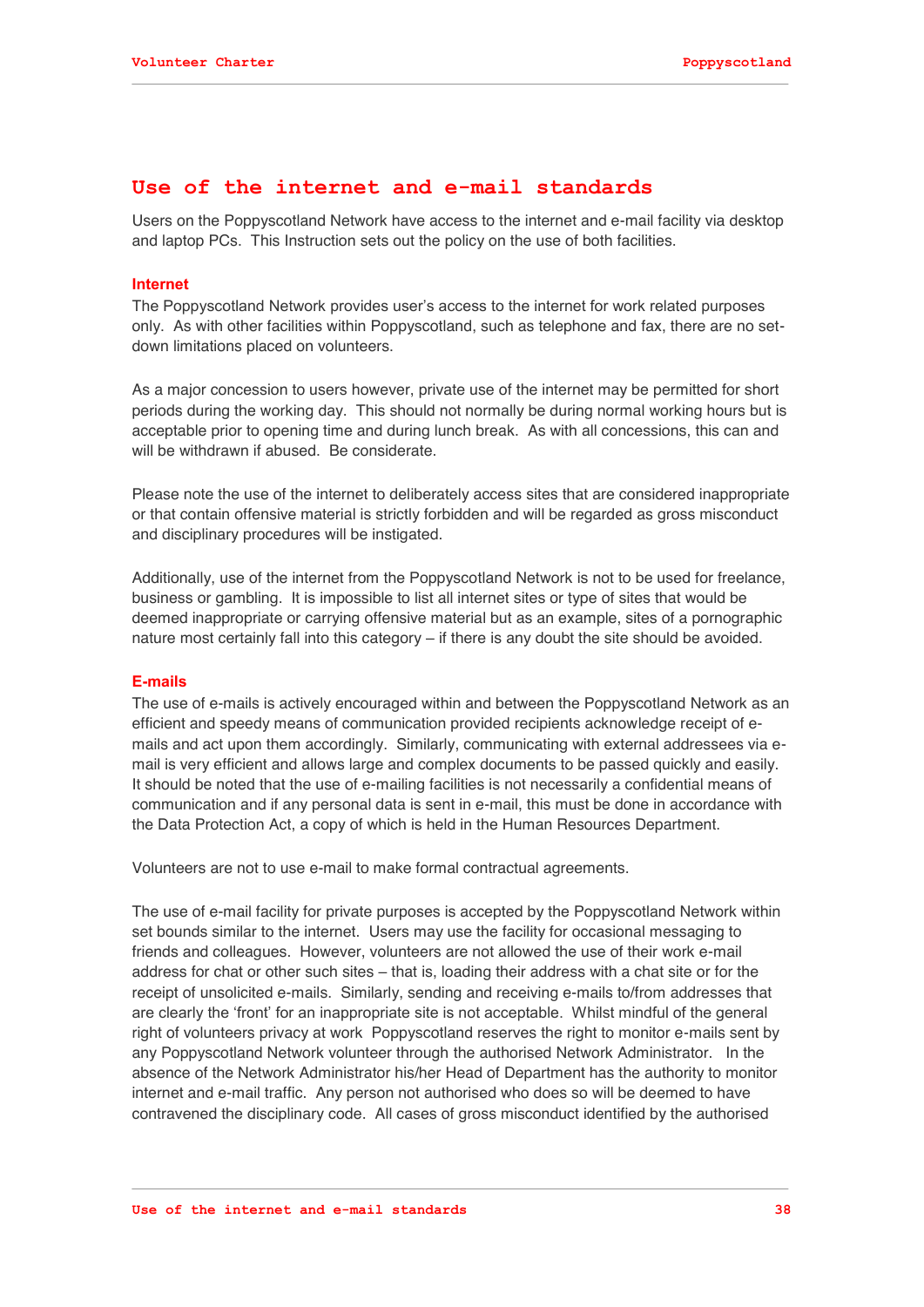# Use of the internet and e-mail standards

Users on the Poppyscotland Network have access to the internet and e-mail facility via desktop and laptop PCs. This Instruction sets out the policy on the use of both facilities.

**Internet**

The Poppyscotland Network provides user's access to the internet for work related purposes only. As with other facilities within Poppyscotland, such as telephone and fax, there are no set-down limitations placed on volunteers.

As a major concession to users however, private use of the internet may be permitted for short periods during the working day. This should not normally be during normal working hours but is acceptable prior to opening time and during lunch break. As with all concessions, this can and will be withdrawn if abused. Be considerate.

Please note the use of the internet to deliberately access sites that are considered inappropriate or that contain offensive material is strictly forbidden and will be regarded as gross misconduct and disciplinary procedures will be instigated.

Additionally, use of the internet from the Poppyscotland Network is not to be used for freelance, business or gambling. It is impossible to list all internet sites or type of sites that would be deemed inappropriate or carrying offensive material but as an example, sites of a pornographic nature most certainly fall into this category – if there is any doubt the site should be avoided.

**E-mails**

The use of e-mails is actively encouraged within and between the Poppyscotland Network as an efficient and speedy means of communication provided recipients acknowledge receipt of e-mails and act upon them accordingly. Similarly, communicating with external addressees via e-mail is very efficient and allows large and complex documents to be passed quickly and easily. It should be noted that the use of e-mailing facilities is not necessarily a confidential means of communication and if any personal data is sent in e-mail, this must be done in accordance with the Data Protection Act, a copy of which is held in the Human Resources Department.

Volunteers are not to use e-mail to make formal contractual agreements.

The use of e-mail facility for private purposes is accepted by the Poppyscotland Network within set bounds similar to the internet. Users may use the facility for occasional messaging to friends and colleagues. However, volunteers are not allowed the use of their work e-mail address for chat or other such sites – that is, loading their address with a chat site or for the receipt of unsolicited e-mails. Similarly, sending and receiving e-mails to/from addresses that are clearly the 'front' for an inappropriate site is not acceptable. Whilst mindful of the general right of volunteers privacy at work Poppyscotland reserves the right to monitor e-mails sent by any Poppyscotland Network volunteer through the authorised Network Administrator. In the absence of the Network Administrator his/her Head of Department has the authority to monitor internet and e-mail traffic. Any person not authorised who does so will be deemed to have contravened the disciplinary code. All cases of gross misconduct identified by the authorised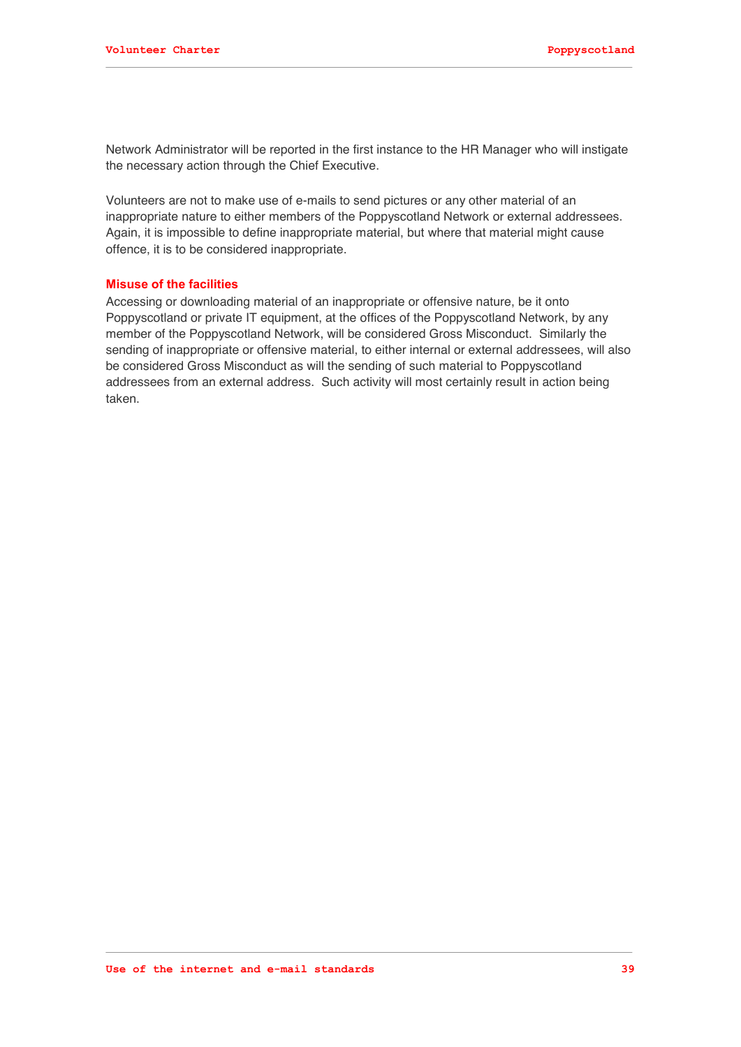Network Administrator will be reported in the first instance to the HR Manager who will instigate the necessary action through the Chief Executive.

Volunteers are not to make use of e-mails to send pictures or any other material of an inappropriate nature to either members of the Poppyscotland Network or external addressees. Again, it is impossible to define inappropriate material, but where that material might cause offence, it is to be considered inappropriate.

### Misuse of the facilities

Accessing or downloading material of an inappropriate or offensive nature, be it onto Poppyscotland or private IT equipment, at the offices of the Poppyscotland Network, by any member of the Poppyscotland Network, will be considered Gross Misconduct. Similarly the sending of inappropriate or offensive material, to either internal or external addressees, will also be considered Gross Misconduct as will the sending of such material to Poppyscotland addressees from an external address. Such activity will most certainly result in action being taken.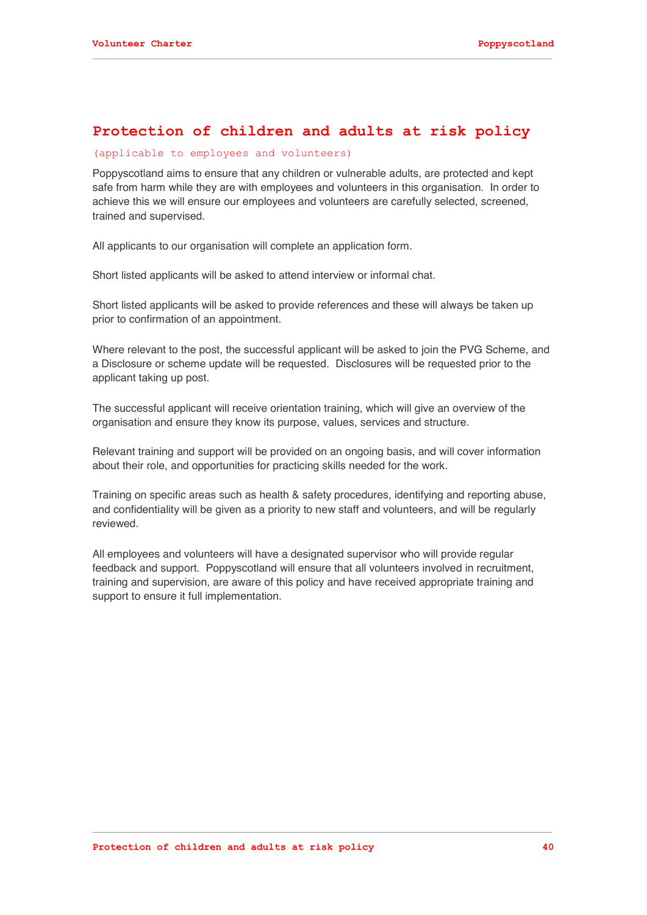# Protection of children and adults at risk policy

(applicable to employees and volunteers)

Poppyscotland aims to ensure that any children or vulnerable adults, are protected and kept safe from harm while they are with employees and volunteers in this organisation. In order to achieve this we will ensure our employees and volunteers are carefully selected, screened, trained and supervised.

All applicants to our organisation will complete an application form.

Short listed applicants will be asked to attend interview or informal chat.

Short listed applicants will be asked to provide references and these will always be taken up prior to confirmation of an appointment.

Where relevant to the post, the successful applicant will be asked to join the PVG Scheme, and a Disclosure or scheme update will be requested. Disclosures will be requested prior to the applicant taking up post.

The successful applicant will receive orientation training, which will give an overview of the organisation and ensure they know its purpose, values, services and structure.

Relevant training and support will be provided on an ongoing basis, and will cover information about their role, and opportunities for practicing skills needed for the work.

Training on specific areas such as health & safety procedures, identifying and reporting abuse, and confidentiality will be given as a priority to new staff and volunteers, and will be regularly reviewed.

All employees and volunteers will have a designated supervisor who will provide regular feedback and support. Poppyscotland will ensure that all volunteers involved in recruitment, training and supervision, are aware of this policy and have received appropriate training and support to ensure it full implementation.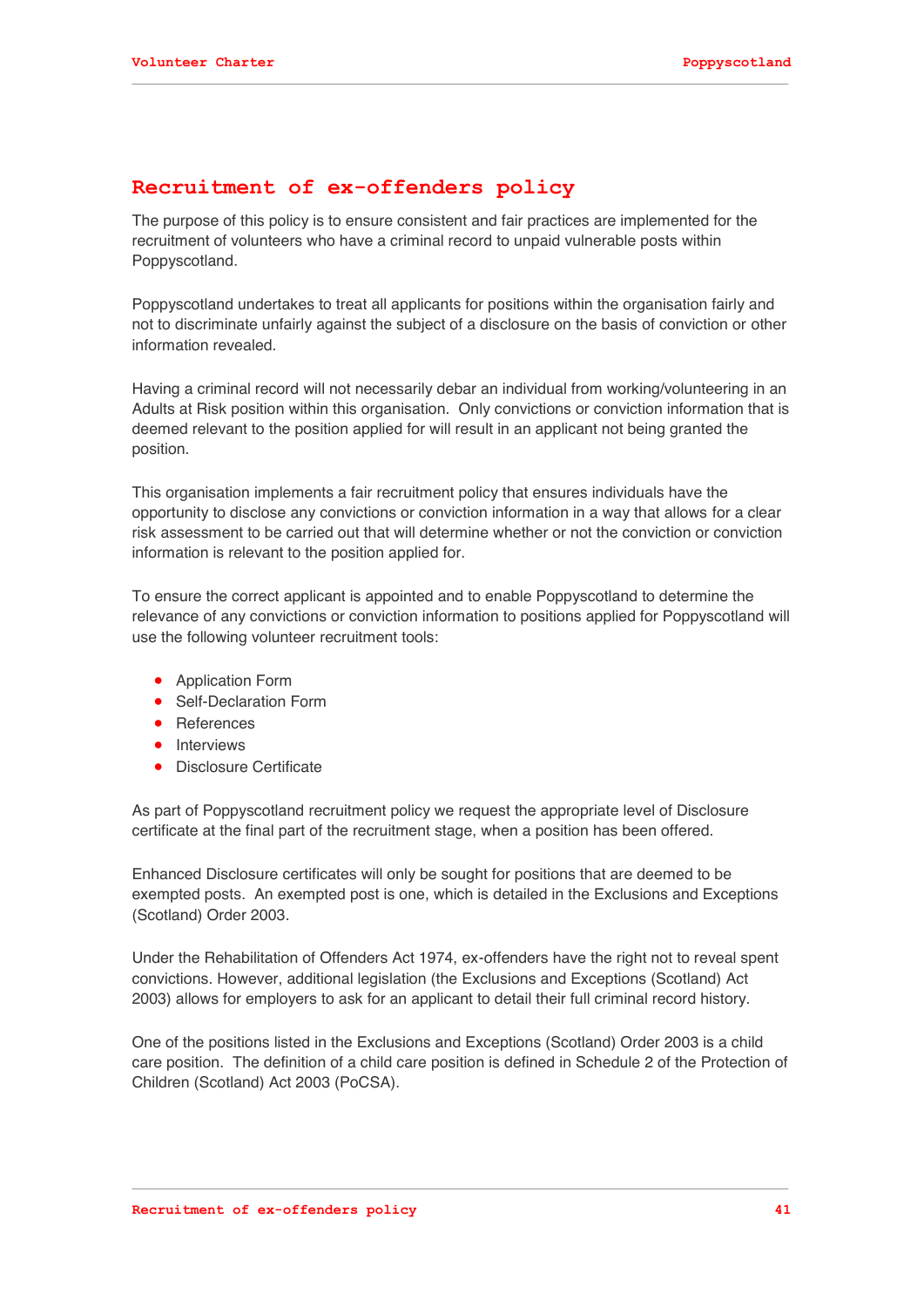# Recruitment of ex-offenders policy

The purpose of this policy is to ensure consistent and fair practices are implemented for the recruitment of volunteers who have a criminal record to unpaid vulnerable posts within Poppyscotland.

Poppyscotland undertakes to treat all applicants for positions within the organisation fairly and not to discriminate unfairly against the subject of a disclosure on the basis of conviction or other information revealed.

Having a criminal record will not necessarily debar an individual from working/volunteering in an Adults at Risk position within this organisation. Only convictions or conviction information that is deemed relevant to the position applied for will result in an applicant not being granted the position.

This organisation implements a fair recruitment policy that ensures individuals have the opportunity to disclose any convictions or conviction information in a way that allows for a clear risk assessment to be carried out that will determine whether or not the conviction or conviction information is relevant to the position applied for.

To ensure the correct applicant is appointed and to enable Poppyscotland to determine the relevance of any convictions or conviction information to positions applied for Poppyscotland will use the following volunteer recruitment tools:

- Application Form
- Self-Declaration Form
- References
- Interviews
- Disclosure Certificate

As part of Poppyscotland recruitment policy we request the appropriate level of Disclosure certificate at the final part of the recruitment stage, when a position has been offered.

Enhanced Disclosure certificates will only be sought for positions that are deemed to be exempted posts. An exempted post is one, which is detailed in the Exclusions and Exceptions (Scotland) Order 2003.

Under the Rehabilitation of Offenders Act 1974, ex-offenders have the right not to reveal spent convictions. However, additional legislation (the Exclusions and Exceptions (Scotland) Act 2003) allows for employers to ask for an applicant to detail their full criminal record history.

One of the positions listed in the Exclusions and Exceptions (Scotland) Order 2003 is a child care position. The definition of a child care position is defined in Schedule 2 of the Protection of Children (Scotland) Act 2003 (PoCSA).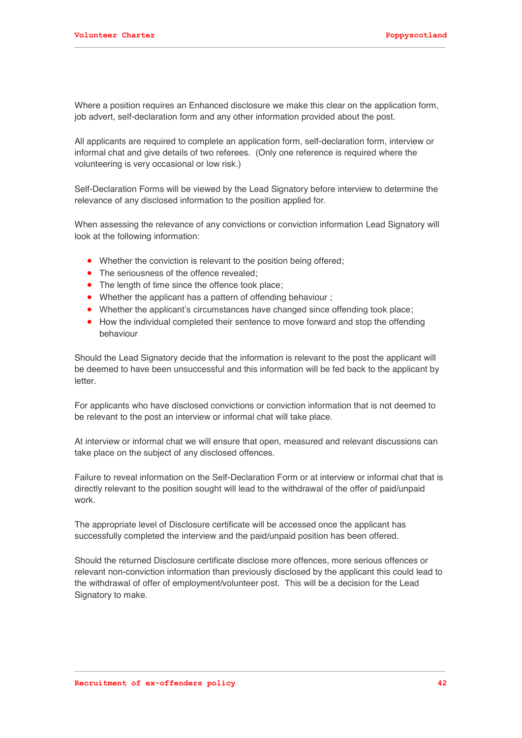Where a position requires an Enhanced disclosure we make this clear on the application form, job advert, self-declaration form and any other information provided about the post.

All applicants are required to complete an application form, self-declaration form, interview or informal chat and give details of two referees. (Only one reference is required where the volunteering is very occasional or low risk.)

Self-Declaration Forms will be viewed by the Lead Signatory before interview to determine the relevance of any disclosed information to the position applied for.

When assessing the relevance of any convictions or conviction information Lead Signatory will look at the following information:

- Whether the conviction is relevant to the position being offered;
- The seriousness of the offence revealed;
- The length of time since the offence took place;
- Whether the applicant has a pattern of offending behaviour ;
- Whether the applicant's circumstances have changed since offending took place;
- How the individual completed their sentence to move forward and stop the offending behaviour

Should the Lead Signatory decide that the information is relevant to the post the applicant will be deemed to have been unsuccessful and this information will be fed back to the applicant by letter.

For applicants who have disclosed convictions or conviction information that is not deemed to be relevant to the post an interview or informal chat will take place.

At interview or informal chat we will ensure that open, measured and relevant discussions can take place on the subject of any disclosed offences.

Failure to reveal information on the Self-Declaration Form or at interview or informal chat that is directly relevant to the position sought will lead to the withdrawal of the offer of paid/unpaid work.

The appropriate level of Disclosure certificate will be accessed once the applicant has successfully completed the interview and the paid/unpaid position has been offered.

Should the returned Disclosure certificate disclose more offences, more serious offences or relevant non-conviction information than previously disclosed by the applicant this could lead to the withdrawal of offer of employment/volunteer post. This will be a decision for the Lead Signatory to make.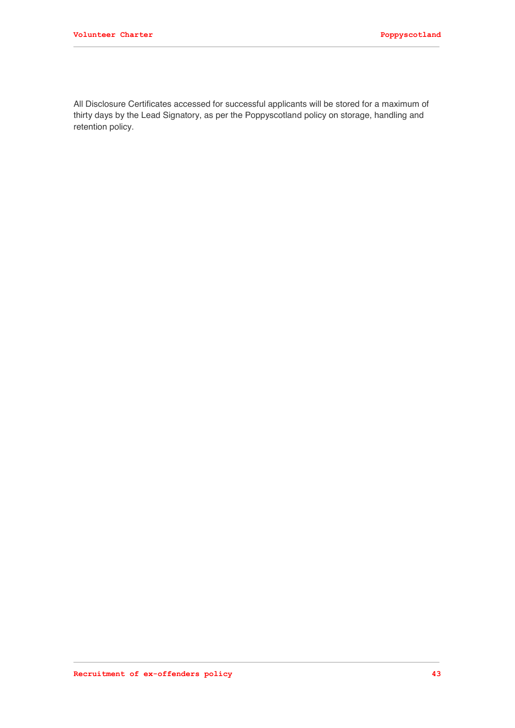All Disclosure Certificates accessed for successful applicants will be stored for a maximum of thirty days by the Lead Signatory, as per the Poppyscotland policy on storage, handling and retention policy.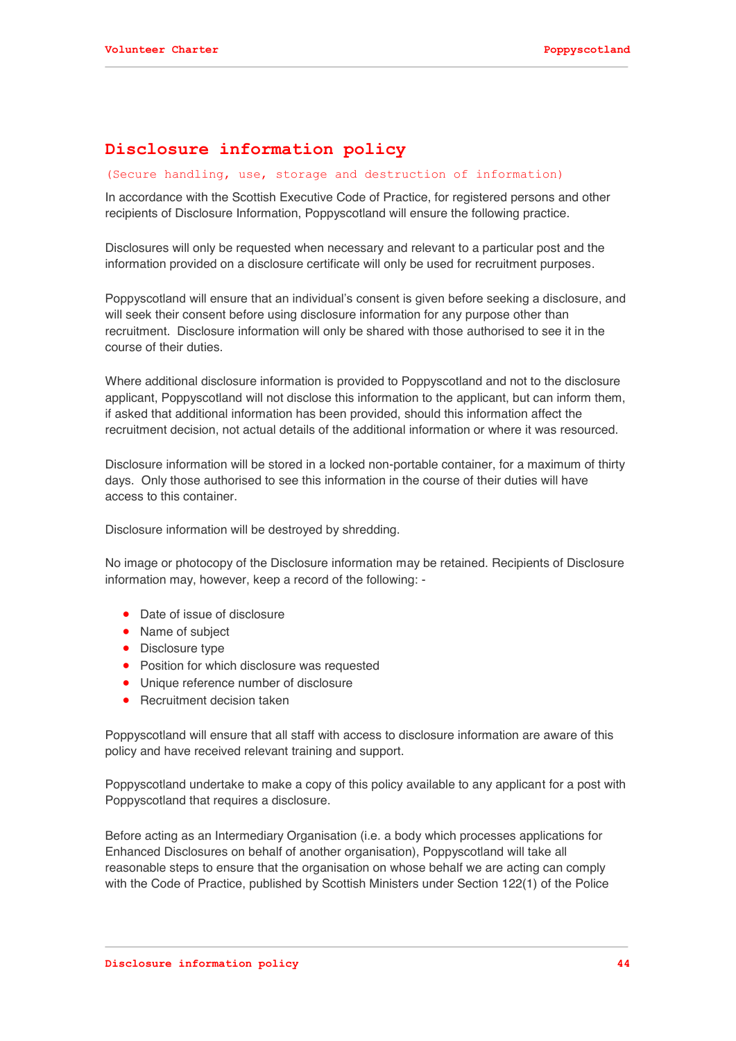# Disclosure information policy

(Secure handling, use, storage and destruction of information)

In accordance with the Scottish Executive Code of Practice, for registered persons and other recipients of Disclosure Information, Poppyscotland will ensure the following practice.

Disclosures will only be requested when necessary and relevant to a particular post and the information provided on a disclosure certificate will only be used for recruitment purposes.

Poppyscotland will ensure that an individual's consent is given before seeking a disclosure, and will seek their consent before using disclosure information for any purpose other than recruitment. Disclosure information will only be shared with those authorised to see it in the course of their duties.

Where additional disclosure information is provided to Poppyscotland and not to the disclosure applicant, Poppyscotland will not disclose this information to the applicant, but can inform them, if asked that additional information has been provided, should this information affect the recruitment decision, not actual details of the additional information or where it was resourced.

Disclosure information will be stored in a locked non-portable container, for a maximum of thirty days. Only those authorised to see this information in the course of their duties will have access to this container.

Disclosure information will be destroyed by shredding.

No image or photocopy of the Disclosure information may be retained. Recipients of Disclosure information may, however, keep a record of the following: -

- Date of issue of disclosure
- Name of subject
- Disclosure type
- Position for which disclosure was requested
- Unique reference number of disclosure
- Recruitment decision taken

Poppyscotland will ensure that all staff with access to disclosure information are aware of this policy and have received relevant training and support.

Poppyscotland undertake to make a copy of this policy available to any applicant for a post with Poppyscotland that requires a disclosure.

Before acting as an Intermediary Organisation (i.e. a body which processes applications for Enhanced Disclosures on behalf of another organisation), Poppyscotland will take all reasonable steps to ensure that the organisation on whose behalf we are acting can comply with the Code of Practice, published by Scottish Ministers under Section 122(1) of the Police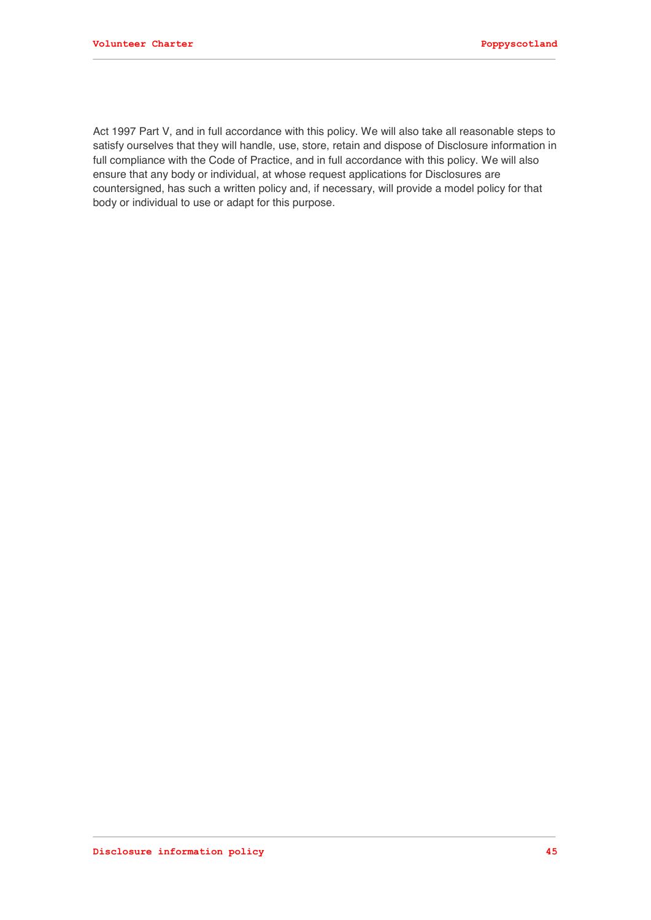Act 1997 Part V, and in full accordance with this policy. We will also take all reasonable steps to satisfy ourselves that they will handle, use, store, retain and dispose of Disclosure information in full compliance with the Code of Practice, and in full accordance with this policy. We will also ensure that any body or individual, at whose request applications for Disclosures are countersigned, has such a written policy and, if necessary, will provide a model policy for that body or individual to use or adapt for this purpose.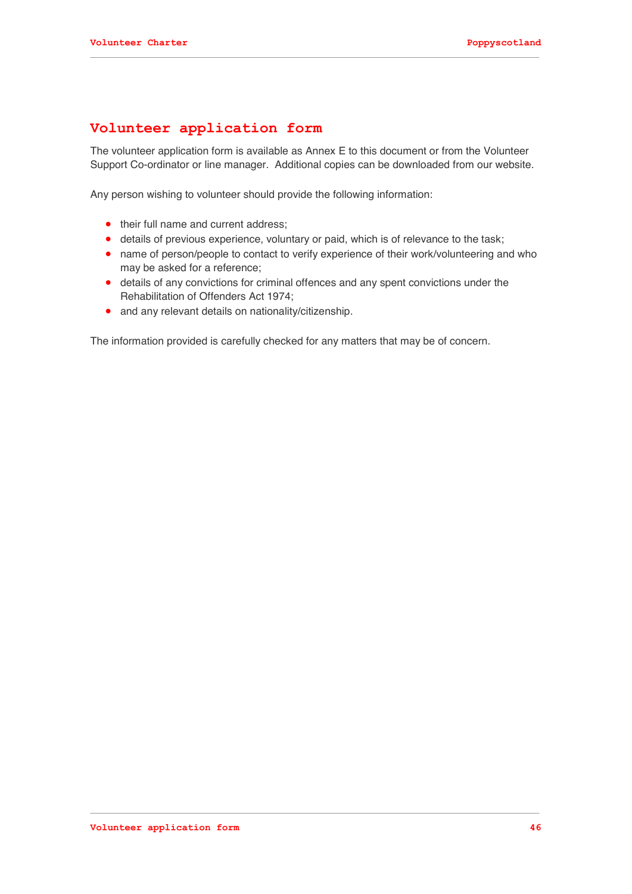# Volunteer application form

The volunteer application form is available as Annex E to this document or from the Volunteer Support Co-ordinator or line manager. Additional copies can be downloaded from our website.

Any person wishing to volunteer should provide the following information:

- their full name and current address;
- details of previous experience, voluntary or paid, which is of relevance to the task;
- name of person/people to contact to verify experience of their work/volunteering and who may be asked for a reference;
- details of any convictions for criminal offences and any spent convictions under the Rehabilitation of Offenders Act 1974;
- and any relevant details on nationality/citizenship.

The information provided is carefully checked for any matters that may be of concern.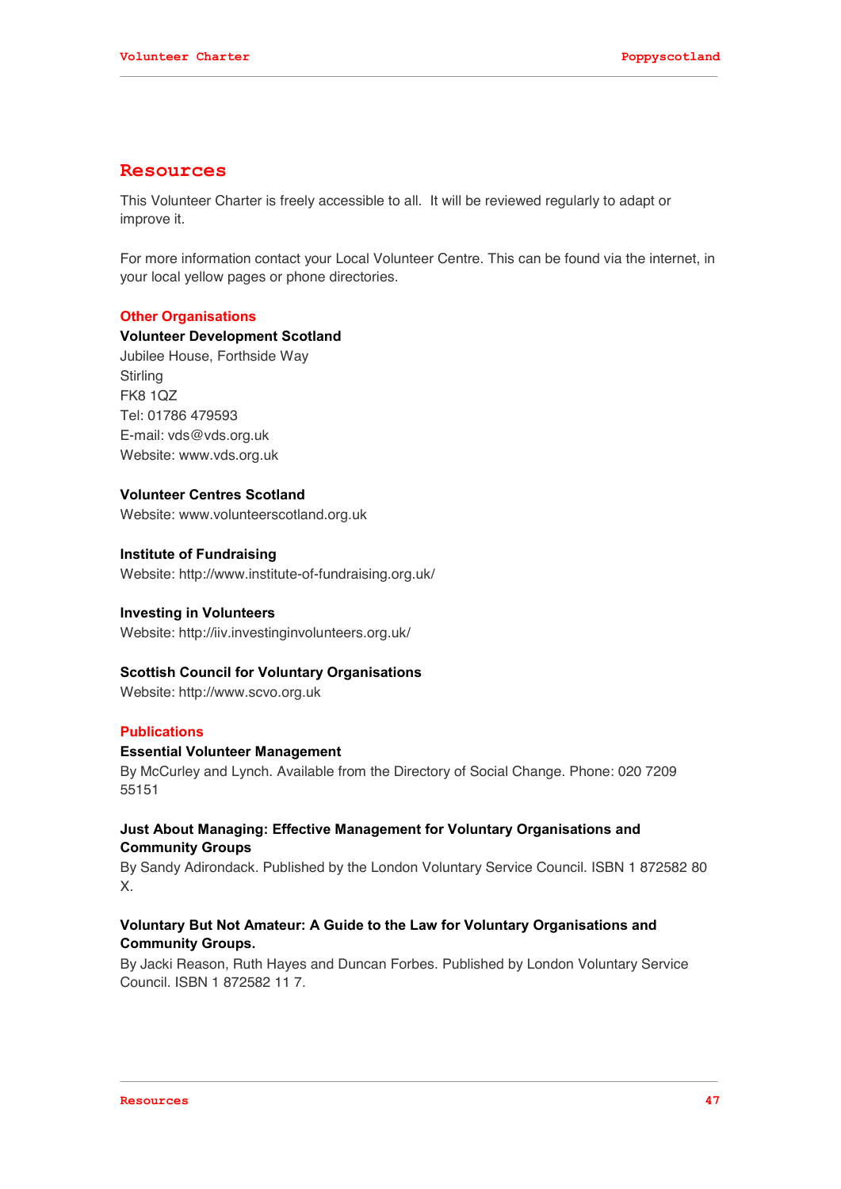# Resources

This Volunteer Charter is freely accessible to all. It will be reviewed regularly to adapt or improve it.

For more information contact your Local Volunteer Centre. This can be found via the internet, in your local yellow pages or phone directories.

## Other Organisations

**Volunteer Development Scotland**
Jubilee House, Forthside Way
Stirling
FK8 1QZ
Tel: 01786 479593
E-mail: vds@vds.org.uk
Website: www.vds.org.uk

**Volunteer Centres Scotland**
Website: www.volunteerscotland.org.uk

**Institute of Fundraising**
Website: http://www.institute-of-fundraising.org.uk/

**Investing in Volunteers**
Website: http://iiv.investinginvolunteers.org.uk/

**Scottish Council for Voluntary Organisations**
Website: http://www.scvo.org.uk

## Publications

**Essential Volunteer Management**
By McCurley and Lynch. Available from the Directory of Social Change. Phone: 020 7209 55151

**Just About Managing: Effective Management for Voluntary Organisations and Community Groups**
By Sandy Adirondack. Published by the London Voluntary Service Council. ISBN 1 872582 80 X.

**Voluntary But Not Amateur: A Guide to the Law for Voluntary Organisations and Community Groups.**
By Jacki Reason, Ruth Hayes and Duncan Forbes. Published by London Voluntary Service Council. ISBN 1 872582 11 7.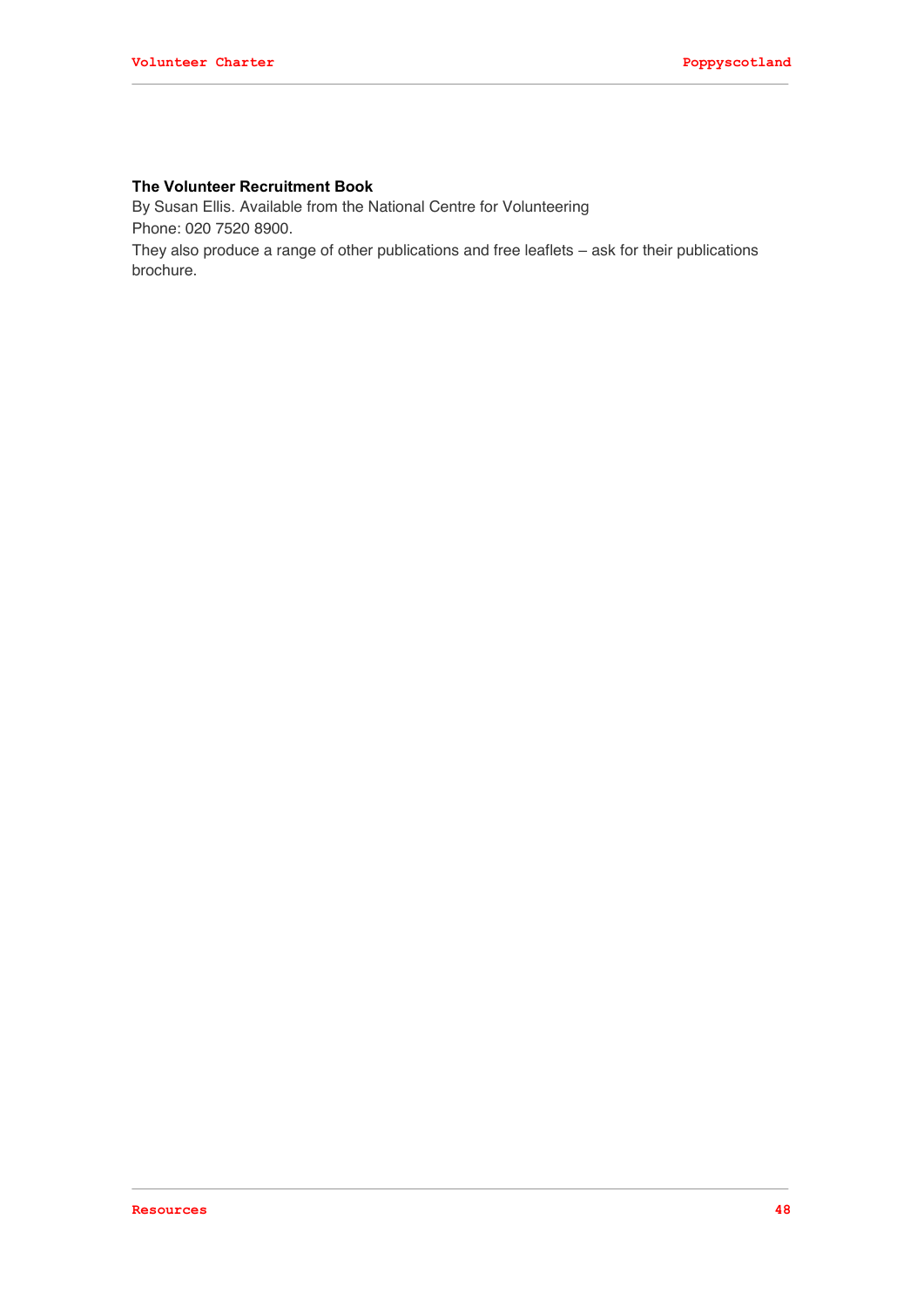**The Volunteer Recruitment Book**
By Susan Ellis. Available from the National Centre for Volunteering
Phone: 020 7520 8900.
They also produce a range of other publications and free leaflets – ask for their publications brochure.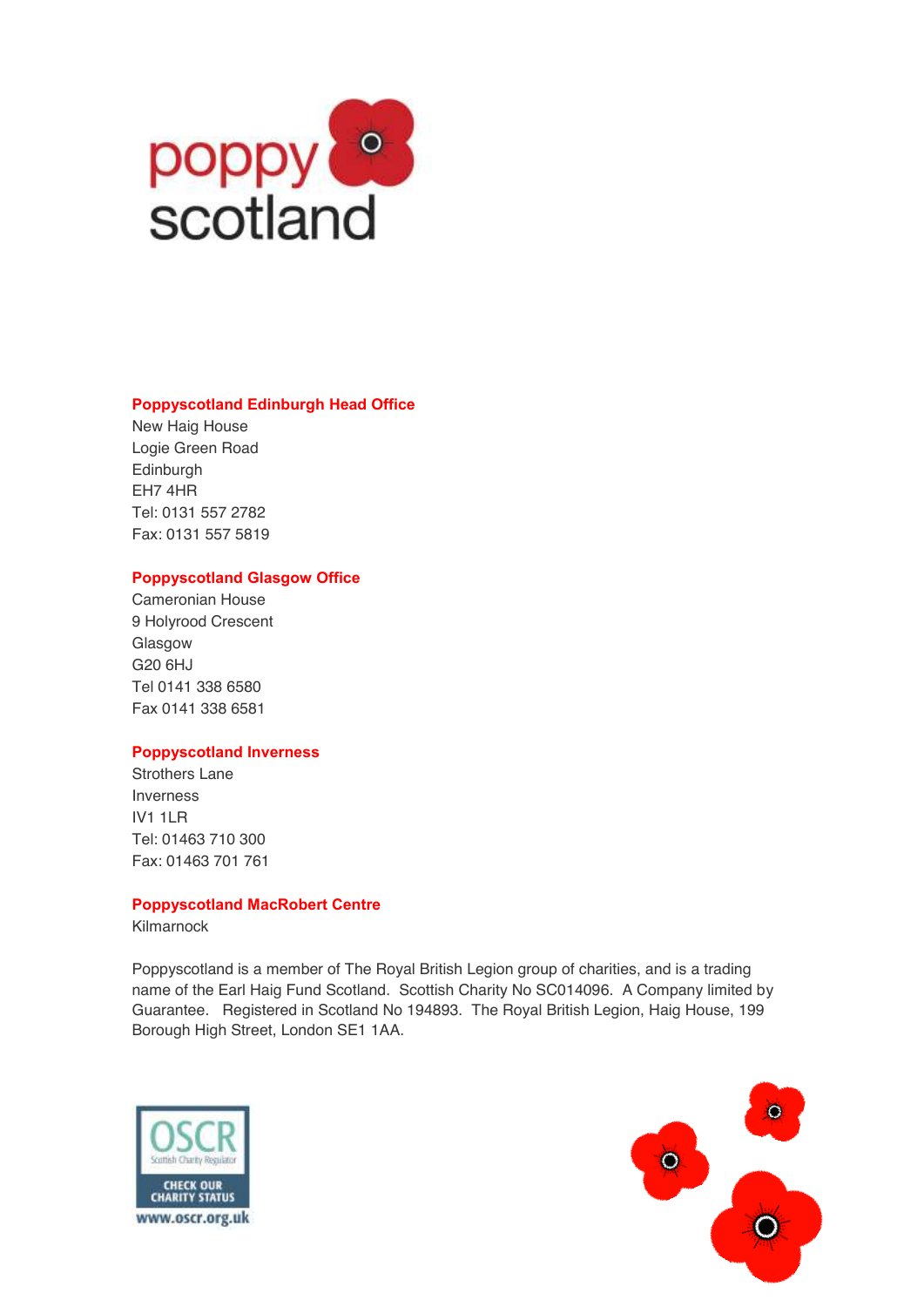**Poppyscotland Edinburgh Head Office**

New Haig House
Logie Green Road
Edinburgh
EH7 4HR
Tel: 0131 557 2782
Fax: 0131 557 5819

**Poppyscotland Glasgow Office**

Cameronian House
9 Holyrood Crescent
Glasgow
G20 6HJ
Tel 0141 338 6580
Fax 0141 338 6581

**Poppyscotland Inverness**

Strothers Lane
Inverness
IV1 1LR
Tel: 01463 710 300
Fax: 01463 701 761

**Poppyscotland MacRobert Centre**

Kilmarnock

Poppyscotland is a member of The Royal British Legion group of charities, and is a trading name of the Earl Haig Fund Scotland. Scottish Charity No SC014096. A Company limited by Guarantee. Registered in Scotland No 194893. The Royal British Legion, Haig House, 199 Borough High Street, London SE1 1AA.